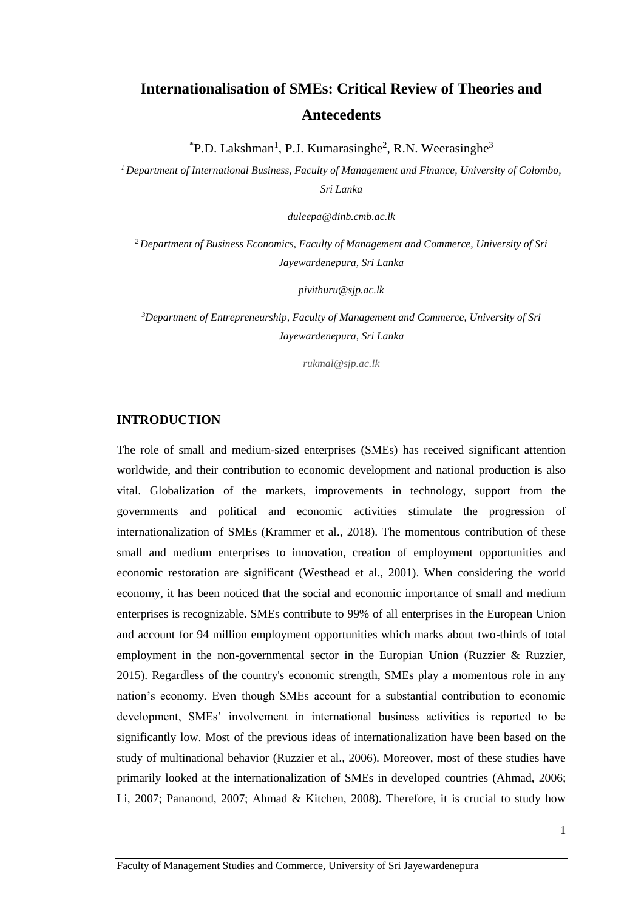# Internationalisation of SMEs: Critical Review of Theories and Antecedents

*P.D. Lakshman[1], P.J. Kumarasinghe[2], R.N. Weerasinghe[3]

[1] *Department of International Business, Faculty of Management and Finance, University of Colombo, Sri Lanka*

*duleepa@dinb.cmb.ac.lk*

[2] *Department of Business Economics, Faculty of Management and Commerce, University of Sri Jayewardenepura, Sri Lanka*

*pivithuru@sjp.ac.lk*

[3] *Department of Entrepreneurship, Faculty of Management and Commerce, University of Sri Jayewardenepura, Sri Lanka*

*rukmal@sjp.ac.lk*

## INTRODUCTION

The role of small and medium-sized enterprises (SMEs) has received significant attention worldwide, and their contribution to economic development and national production is also vital. Globalization of the markets, improvements in technology, support from the governments and political and economic activities stimulate the progression of internationalization of SMEs (Krammer et al., 2018). The momentous contribution of these small and medium enterprises to innovation, creation of employment opportunities and economic restoration are significant (Westhead et al., 2001). When considering the world economy, it has been noticed that the social and economic importance of small and medium enterprises is recognizable. SMEs contribute to 99% of all enterprises in the European Union and account for 94 million employment opportunities which marks about two-thirds of total employment in the non-governmental sector in the Europian Union (Ruzzier & Ruzzier, 2015). Regardless of the country's economic strength, SMEs play a momentous role in any nation's economy. Even though SMEs account for a substantial contribution to economic development, SMEs' involvement in international business activities is reported to be significantly low. Most of the previous ideas of internationalization have been based on the study of multinational behavior (Ruzzier et al., 2006). Moreover, most of these studies have primarily looked at the internationalization of SMEs in developed countries (Ahmad, 2006; Li, 2007; Pananond, 2007; Ahmad & Kitchen, 2008). Therefore, it is crucial to study how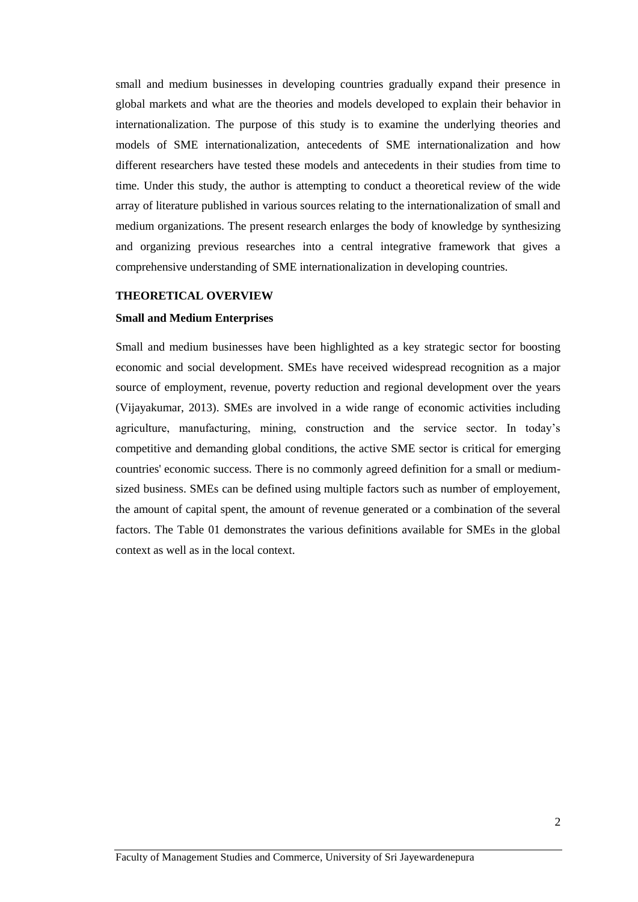small and medium businesses in developing countries gradually expand their presence in global markets and what are the theories and models developed to explain their behavior in internationalization. The purpose of this study is to examine the underlying theories and models of SME internationalization, antecedents of SME internationalization and how different researchers have tested these models and antecedents in their studies from time to time. Under this study, the author is attempting to conduct a theoretical review of the wide array of literature published in various sources relating to the internationalization of small and medium organizations. The present research enlarges the body of knowledge by synthesizing and organizing previous researches into a central integrative framework that gives a comprehensive understanding of SME internationalization in developing countries.

## THEORETICAL OVERVIEW

### Small and Medium Enterprises

Small and medium businesses have been highlighted as a key strategic sector for boosting economic and social development. SMEs have received widespread recognition as a major source of employment, revenue, poverty reduction and regional development over the years (Vijayakumar, 2013). SMEs are involved in a wide range of economic activities including agriculture, manufacturing, mining, construction and the service sector. In today's competitive and demanding global conditions, the active SME sector is critical for emerging countries' economic success. There is no commonly agreed definition for a small or medium-sized business. SMEs can be defined using multiple factors such as number of employement, the amount of capital spent, the amount of revenue generated or a combination of the several factors. The Table 01 demonstrates the various definitions available for SMEs in the global context as well as in the local context.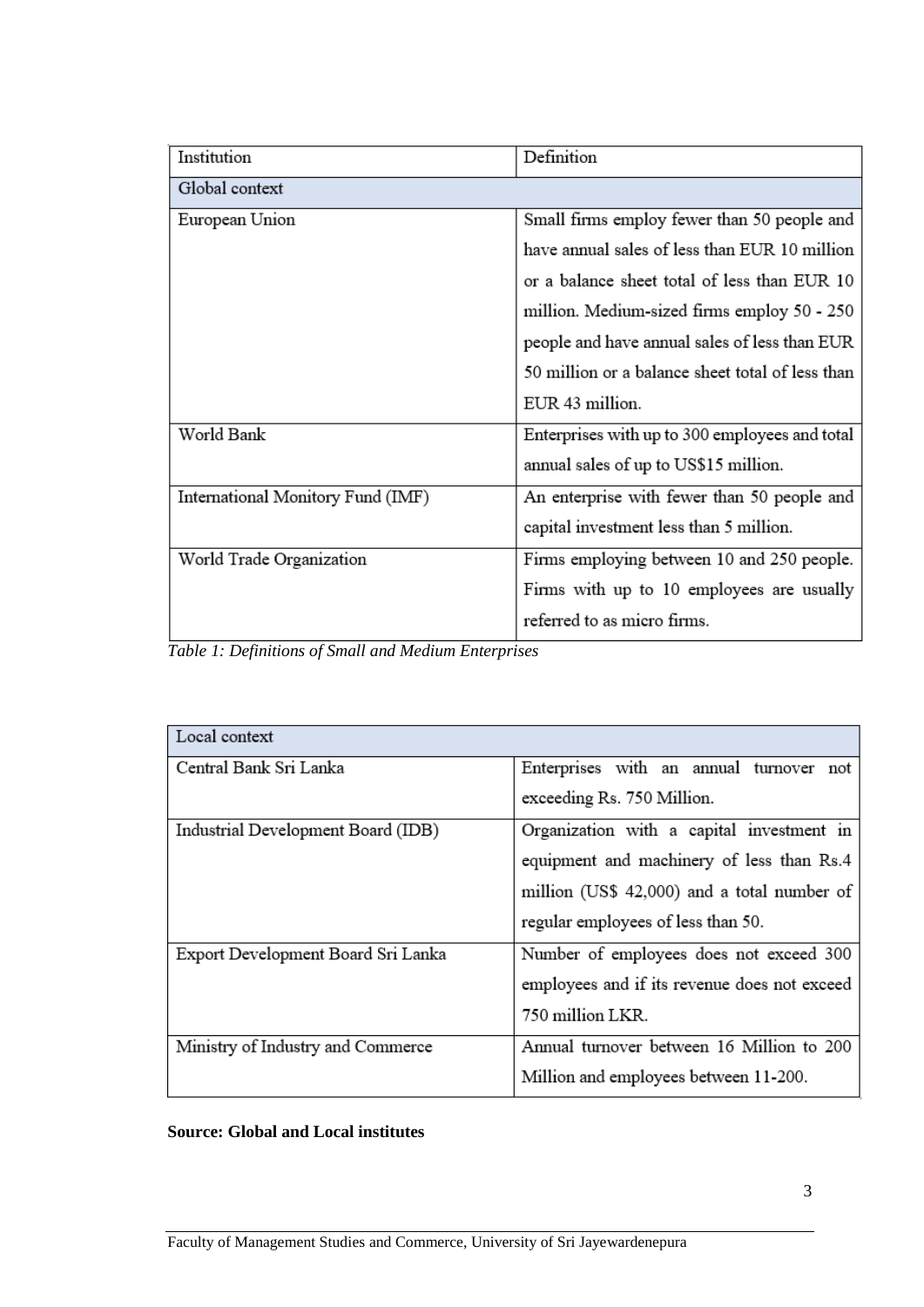| Institution | Definition |
|---|---|
| Global context | |
| European Union | Small firms employ fewer than 50 people and have annual sales of less than EUR 10 million or a balance sheet total of less than EUR 10 million. Medium-sized firms employ 50 - 250 people and have annual sales of less than EUR 50 million or a balance sheet total of less than EUR 43 million. |
| World Bank | Enterprises with up to 300 employees and total annual sales of up to US$15 million. |
| International Monitory Fund (IMF) | An enterprise with fewer than 50 people and capital investment less than 5 million. |
| World Trade Organization | Firms employing between 10 and 250 people. Firms with up to 10 employees are usually referred to as micro firms. |

*Table 1: Definitions of Small and Medium Enterprises*

| Local context | |
|---|---|
| Central Bank Sri Lanka | Enterprises with an annual turnover not exceeding Rs. 750 Million. |
| Industrial Development Board (IDB) | Organization with a capital investment in equipment and machinery of less than Rs.4 million (US$ 42,000) and a total number of regular employees of less than 50. |
| Export Development Board Sri Lanka | Number of employees does not exceed 300 employees and if its revenue does not exceed 750 million LKR. |
| Ministry of Industry and Commerce | Annual turnover between 16 Million to 200 Million and employees between 11-200. |

**Source: Global and Local institutes**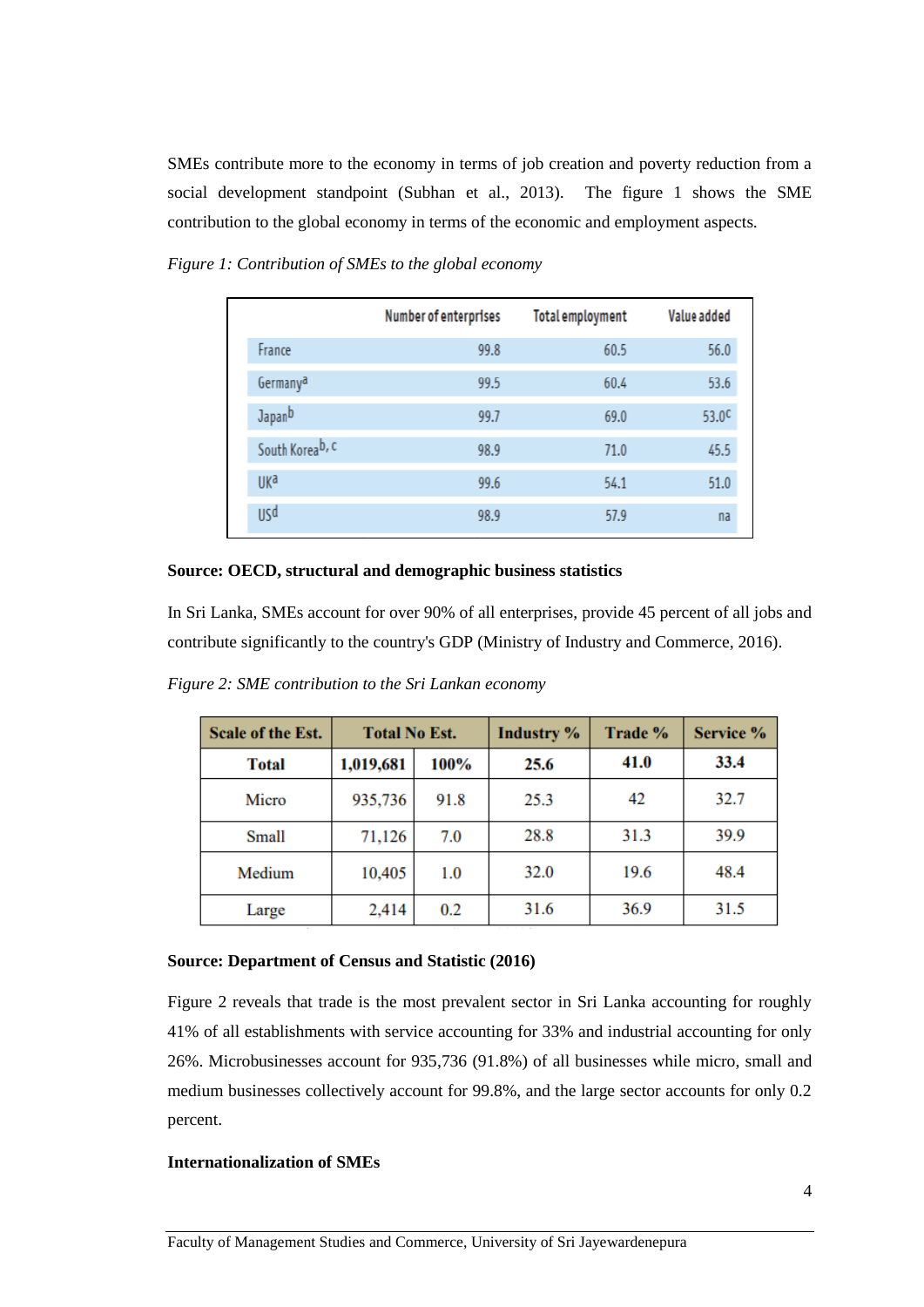SMEs contribute more to the economy in terms of job creation and poverty reduction from a social development standpoint (Subhan et al., 2013). The figure 1 shows the SME contribution to the global economy in terms of the economic and employment aspects.

*Figure 1: Contribution of SMEs to the global economy*

| | Number of enterprises | Total employment | Value added |
|---|---|---|---|
| France | 99.8 | 60.5 | 56.0 |
| Germany[a] | 99.5 | 60.4 | 53.6 |
| Japan[b] | 99.7 | 69.0 | 53.0[c] |
| South Korea[b, c] | 98.9 | 71.0 | 45.5 |
| UK[a] | 99.6 | 54.1 | 51.0 |
| US[d] | 98.9 | 57.9 | na |

**Source: OECD, structural and demographic business statistics**

In Sri Lanka, SMEs account for over 90% of all enterprises, provide 45 percent of all jobs and contribute significantly to the country's GDP (Ministry of Industry and Commerce, 2016).

*Figure 2: SME contribution to the Sri Lankan economy*

| Scale of the Est. | Total No Est. | | Industry % | Trade % | Service % |
|---|---|---|---|---|---|
| **Total** | **1,019,681** | **100%** | **25.6** | **41.0** | **33.4** |
| Micro | 935,736 | 91.8 | 25.3 | 42 | 32.7 |
| Small | 71,126 | 7.0 | 28.8 | 31.3 | 39.9 |
| Medium | 10,405 | 1.0 | 32.0 | 19.6 | 48.4 |
| Large | 2,414 | 0.2 | 31.6 | 36.9 | 31.5 |

**Source: Department of Census and Statistic (2016)**

Figure 2 reveals that trade is the most prevalent sector in Sri Lanka accounting for roughly 41% of all establishments with service accounting for 33% and industrial accounting for only 26%. Microbusinesses account for 935,736 (91.8%) of all businesses while micro, small and medium businesses collectively account for 99.8%, and the large sector accounts for only 0.2 percent.

**Internationalization of SMEs**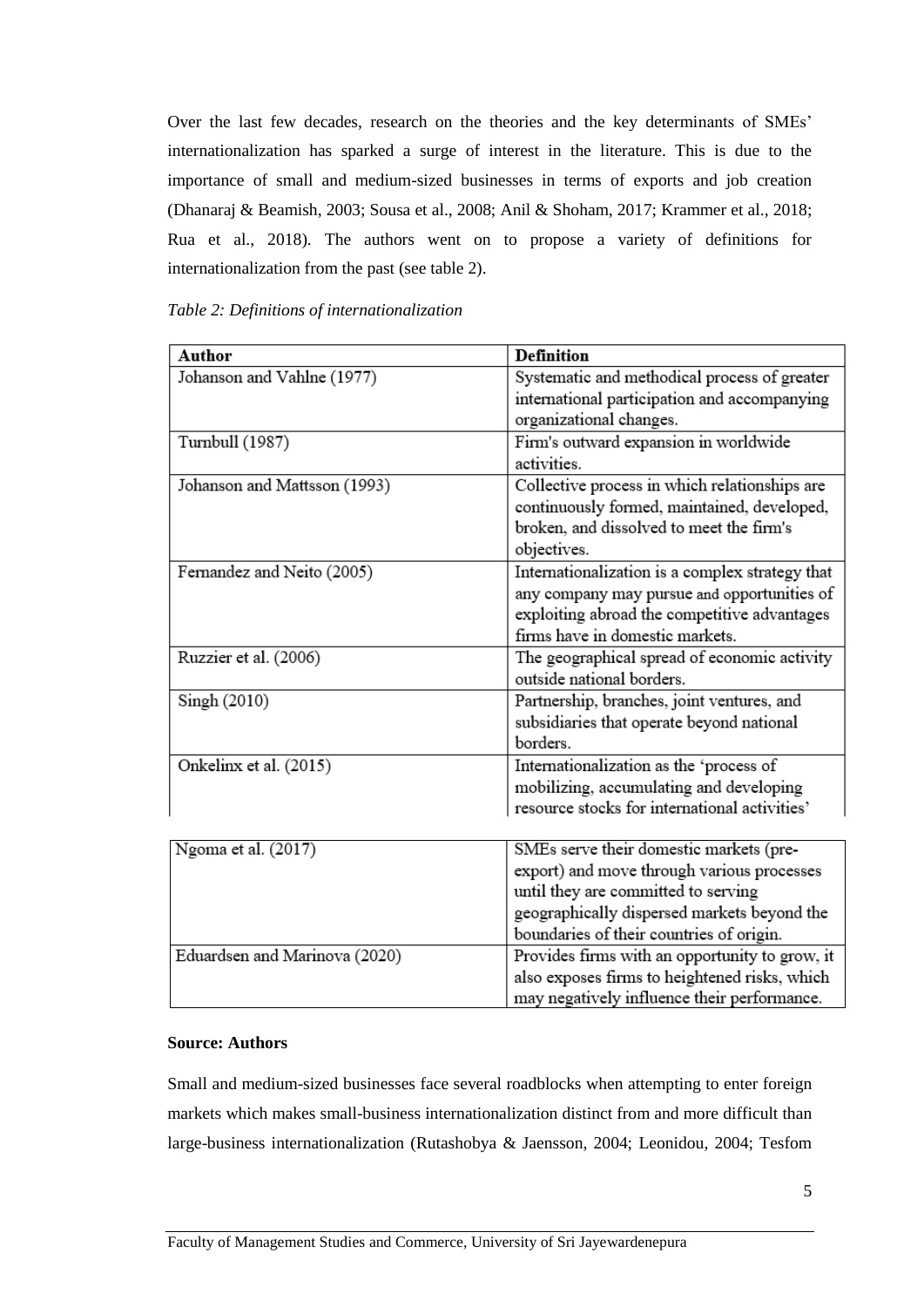Over the last few decades, research on the theories and the key determinants of SMEs' internationalization has sparked a surge of interest in the literature. This is due to the importance of small and medium-sized businesses in terms of exports and job creation (Dhanaraj & Beamish, 2003; Sousa et al., 2008; Anil & Shoham, 2017; Krammer et al., 2018; Rua et al., 2018). The authors went on to propose a variety of definitions for internationalization from the past (see table 2).

*Table 2: Definitions of internationalization*

| Author | Definition |
| --- | --- |
| Johanson and Vahlne (1977) | Systematic and methodical process of greater international participation and accompanying organizational changes. |
| Turnbull (1987) | Firm's outward expansion in worldwide activities. |
| Johanson and Mattsson (1993) | Collective process in which relationships are continuously formed, maintained, developed, broken, and dissolved to meet the firm's objectives. |
| Fernandez and Neito (2005) | Internationalization is a complex strategy that any company may pursue and opportunities of exploiting abroad the competitive advantages firms have in domestic markets. |
| Ruzzier et al. (2006) | The geographical spread of economic activity outside national borders. |
| Singh (2010) | Partnership, branches, joint ventures, and subsidiaries that operate beyond national borders. |
| Onkelinx et al. (2015) | Internationalization as the 'process of mobilizing, accumulating and developing resource stocks for international activities' |
| Ngoma et al. (2017) | SMEs serve their domestic markets (pre-export) and move through various processes until they are committed to serving geographically dispersed markets beyond the boundaries of their countries of origin. |
| Eduardsen and Marinova (2020) | Provides firms with an opportunity to grow, it also exposes firms to heightened risks, which may negatively influence their performance. |

**Source: Authors**

Small and medium-sized businesses face several roadblocks when attempting to enter foreign markets which makes small-business internationalization distinct from and more difficult than large-business internationalization (Rutashobya & Jaensson, 2004; Leonidou, 2004; Tesfom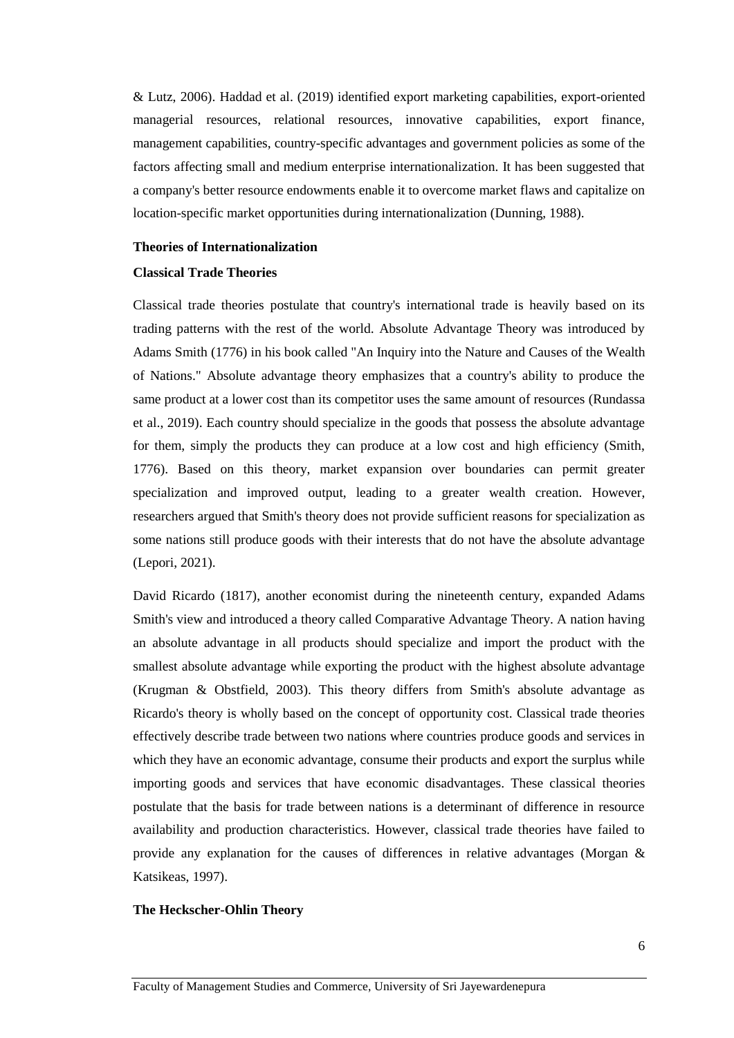& Lutz, 2006). Haddad et al. (2019) identified export marketing capabilities, export-oriented managerial resources, relational resources, innovative capabilities, export finance, management capabilities, country-specific advantages and government policies as some of the factors affecting small and medium enterprise internationalization. It has been suggested that a company's better resource endowments enable it to overcome market flaws and capitalize on location-specific market opportunities during internationalization (Dunning, 1988).

**Theories of Internationalization**

**Classical Trade Theories**

Classical trade theories postulate that country's international trade is heavily based on its trading patterns with the rest of the world. Absolute Advantage Theory was introduced by Adams Smith (1776) in his book called "An Inquiry into the Nature and Causes of the Wealth of Nations." Absolute advantage theory emphasizes that a country's ability to produce the same product at a lower cost than its competitor uses the same amount of resources (Rundassa et al., 2019). Each country should specialize in the goods that possess the absolute advantage for them, simply the products they can produce at a low cost and high efficiency (Smith, 1776). Based on this theory, market expansion over boundaries can permit greater specialization and improved output, leading to a greater wealth creation. However, researchers argued that Smith's theory does not provide sufficient reasons for specialization as some nations still produce goods with their interests that do not have the absolute advantage (Lepori, 2021).

David Ricardo (1817), another economist during the nineteenth century, expanded Adams Smith's view and introduced a theory called Comparative Advantage Theory. A nation having an absolute advantage in all products should specialize and import the product with the smallest absolute advantage while exporting the product with the highest absolute advantage (Krugman & Obstfield, 2003). This theory differs from Smith's absolute advantage as Ricardo's theory is wholly based on the concept of opportunity cost. Classical trade theories effectively describe trade between two nations where countries produce goods and services in which they have an economic advantage, consume their products and export the surplus while importing goods and services that have economic disadvantages. These classical theories postulate that the basis for trade between nations is a determinant of difference in resource availability and production characteristics. However, classical trade theories have failed to provide any explanation for the causes of differences in relative advantages (Morgan & Katsikeas, 1997).

**The Heckscher-Ohlin Theory**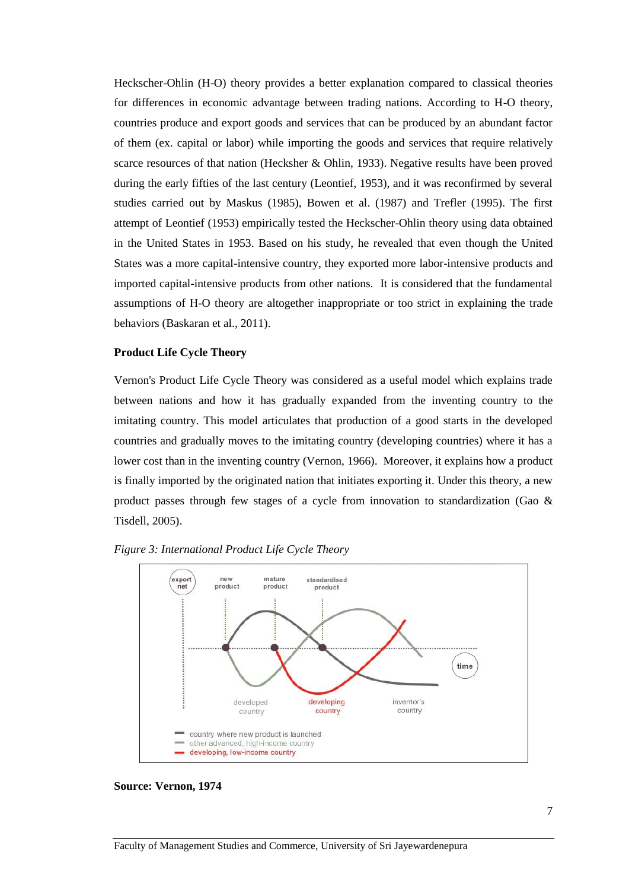Heckscher-Ohlin (H-O) theory provides a better explanation compared to classical theories for differences in economic advantage between trading nations. According to H-O theory, countries produce and export goods and services that can be produced by an abundant factor of them (ex. capital or labor) while importing the goods and services that require relatively scarce resources of that nation (Hecksher & Ohlin, 1933). Negative results have been proved during the early fifties of the last century (Leontief, 1953), and it was reconfirmed by several studies carried out by Maskus (1985), Bowen et al. (1987) and Trefler (1995). The first attempt of Leontief (1953) empirically tested the Heckscher-Ohlin theory using data obtained in the United States in 1953. Based on his study, he revealed that even though the United States was a more capital-intensive country, they exported more labor-intensive products and imported capital-intensive products from other nations. It is considered that the fundamental assumptions of H-O theory are altogether inappropriate or too strict in explaining the trade behaviors (Baskaran et al., 2011).

**Product Life Cycle Theory**

Vernon's Product Life Cycle Theory was considered as a useful model which explains trade between nations and how it has gradually expanded from the inventing country to the imitating country. This model articulates that production of a good starts in the developed countries and gradually moves to the imitating country (developing countries) where it has a lower cost than in the inventing country (Vernon, 1966). Moreover, it explains how a product is finally imported by the originated nation that initiates exporting it. Under this theory, a new product passes through few stages of a cycle from innovation to standardization (Gao & Tisdell, 2005).

*Figure 3: International Product Life Cycle Theory*

export net

new product

mature product

standardised product

time

developed country

developing country

inventor's country

country where new product is launched

other advanced, high-income country

developing, low-income country

**Source: Vernon, 1974**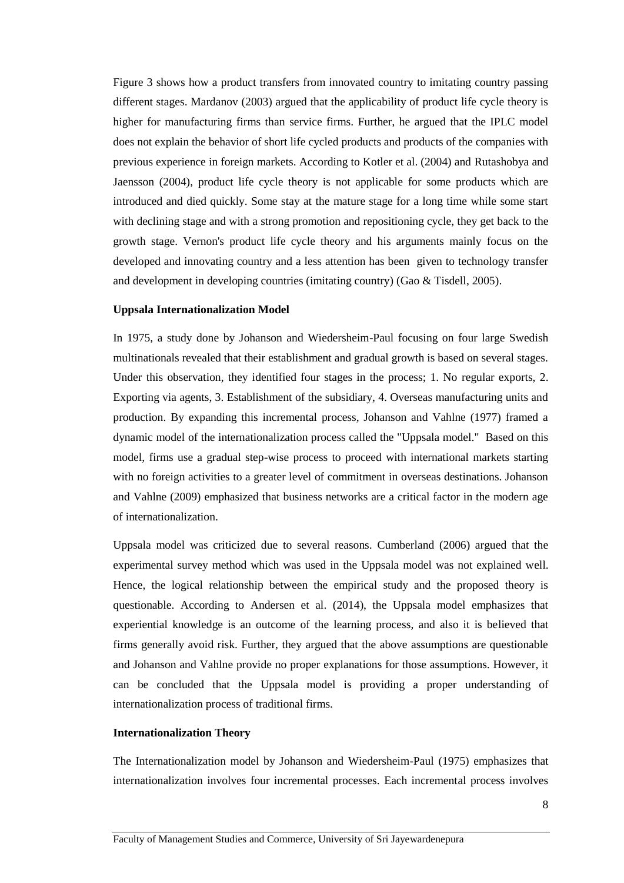Figure 3 shows how a product transfers from innovated country to imitating country passing different stages. Mardanov (2003) argued that the applicability of product life cycle theory is higher for manufacturing firms than service firms. Further, he argued that the IPLC model does not explain the behavior of short life cycled products and products of the companies with previous experience in foreign markets. According to Kotler et al. (2004) and Rutashobya and Jaensson (2004), product life cycle theory is not applicable for some products which are introduced and died quickly. Some stay at the mature stage for a long time while some start with declining stage and with a strong promotion and repositioning cycle, they get back to the growth stage. Vernon's product life cycle theory and his arguments mainly focus on the developed and innovating country and a less attention has been given to technology transfer and development in developing countries (imitating country) (Gao & Tisdell, 2005).

**Uppsala Internationalization Model**

In 1975, a study done by Johanson and Wiedersheim-Paul focusing on four large Swedish multinationals revealed that their establishment and gradual growth is based on several stages. Under this observation, they identified four stages in the process; 1. No regular exports, 2. Exporting via agents, 3. Establishment of the subsidiary, 4. Overseas manufacturing units and production. By expanding this incremental process, Johanson and Vahlne (1977) framed a dynamic model of the internationalization process called the "Uppsala model." Based on this model, firms use a gradual step-wise process to proceed with international markets starting with no foreign activities to a greater level of commitment in overseas destinations. Johanson and Vahlne (2009) emphasized that business networks are a critical factor in the modern age of internationalization.

Uppsala model was criticized due to several reasons. Cumberland (2006) argued that the experimental survey method which was used in the Uppsala model was not explained well. Hence, the logical relationship between the empirical study and the proposed theory is questionable. According to Andersen et al. (2014), the Uppsala model emphasizes that experiential knowledge is an outcome of the learning process, and also it is believed that firms generally avoid risk. Further, they argued that the above assumptions are questionable and Johanson and Vahlne provide no proper explanations for those assumptions. However, it can be concluded that the Uppsala model is providing a proper understanding of internationalization process of traditional firms.

**Internationalization Theory**

The Internationalization model by Johanson and Wiedersheim-Paul (1975) emphasizes that internationalization involves four incremental processes. Each incremental process involves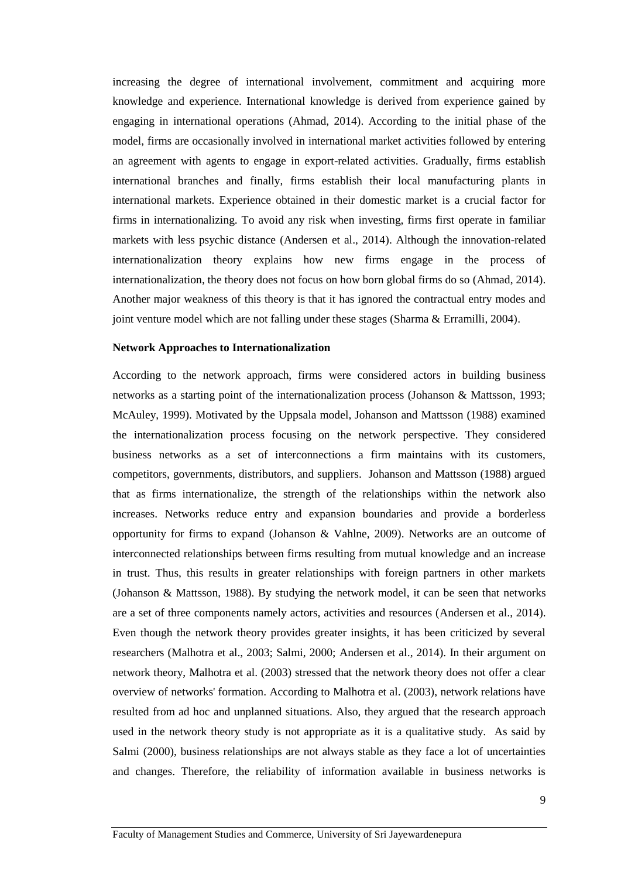increasing the degree of international involvement, commitment and acquiring more knowledge and experience. International knowledge is derived from experience gained by engaging in international operations (Ahmad, 2014). According to the initial phase of the model, firms are occasionally involved in international market activities followed by entering an agreement with agents to engage in export-related activities. Gradually, firms establish international branches and finally, firms establish their local manufacturing plants in international markets. Experience obtained in their domestic market is a crucial factor for firms in internationalizing. To avoid any risk when investing, firms first operate in familiar markets with less psychic distance (Andersen et al., 2014). Although the innovation-related internationalization theory explains how new firms engage in the process of internationalization, the theory does not focus on how born global firms do so (Ahmad, 2014). Another major weakness of this theory is that it has ignored the contractual entry modes and joint venture model which are not falling under these stages (Sharma & Erramilli, 2004).

**Network Approaches to Internationalization**

According to the network approach, firms were considered actors in building business networks as a starting point of the internationalization process (Johanson & Mattsson, 1993; McAuley, 1999). Motivated by the Uppsala model, Johanson and Mattsson (1988) examined the internationalization process focusing on the network perspective. They considered business networks as a set of interconnections a firm maintains with its customers, competitors, governments, distributors, and suppliers. Johanson and Mattsson (1988) argued that as firms internationalize, the strength of the relationships within the network also increases. Networks reduce entry and expansion boundaries and provide a borderless opportunity for firms to expand (Johanson & Vahlne, 2009). Networks are an outcome of interconnected relationships between firms resulting from mutual knowledge and an increase in trust. Thus, this results in greater relationships with foreign partners in other markets (Johanson & Mattsson, 1988). By studying the network model, it can be seen that networks are a set of three components namely actors, activities and resources (Andersen et al., 2014). Even though the network theory provides greater insights, it has been criticized by several researchers (Malhotra et al., 2003; Salmi, 2000; Andersen et al., 2014). In their argument on network theory, Malhotra et al. (2003) stressed that the network theory does not offer a clear overview of networks' formation. According to Malhotra et al. (2003), network relations have resulted from ad hoc and unplanned situations. Also, they argued that the research approach used in the network theory study is not appropriate as it is a qualitative study. As said by Salmi (2000), business relationships are not always stable as they face a lot of uncertainties and changes. Therefore, the reliability of information available in business networks is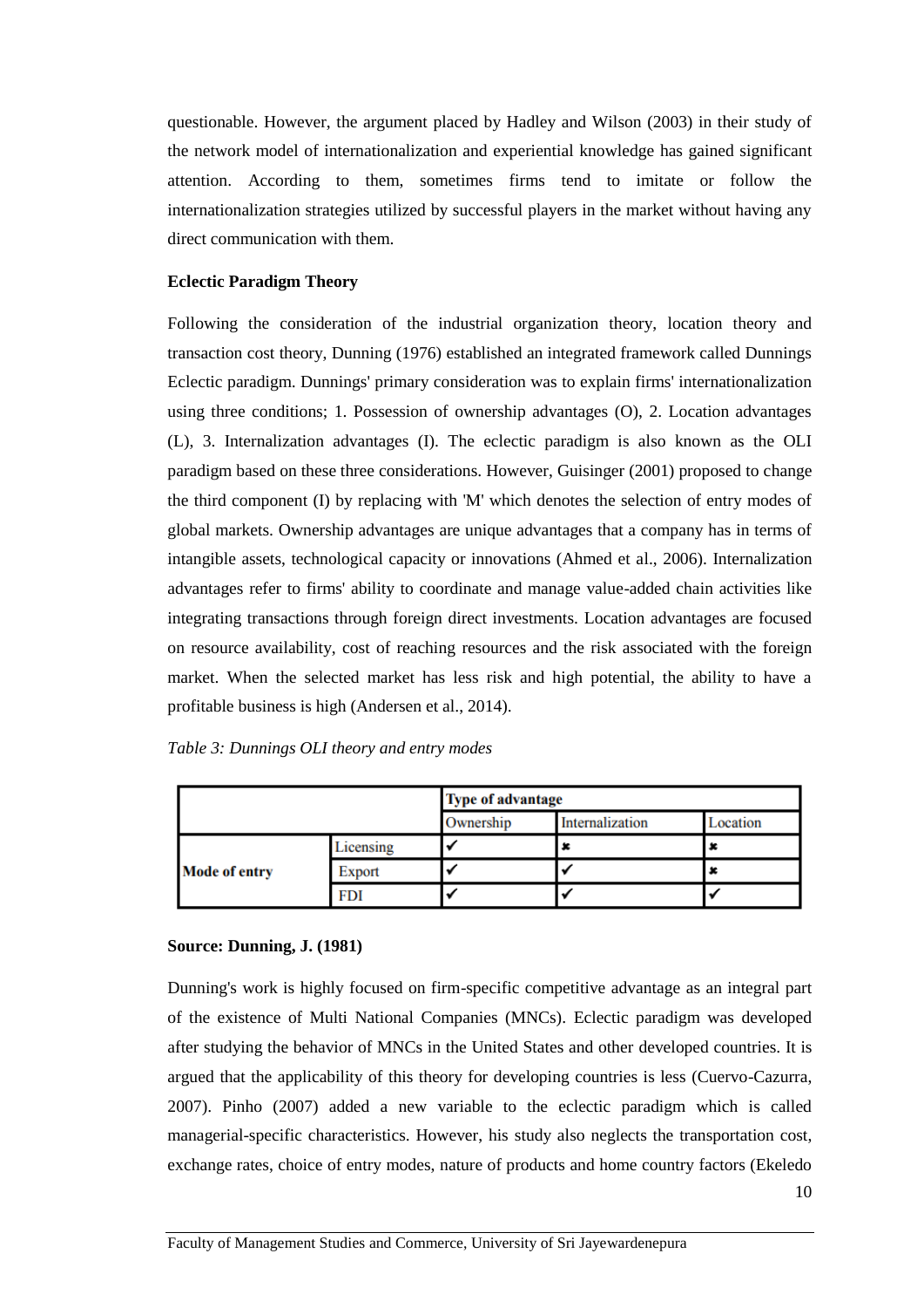questionable. However, the argument placed by Hadley and Wilson (2003) in their study of the network model of internationalization and experiential knowledge has gained significant attention. According to them, sometimes firms tend to imitate or follow the internationalization strategies utilized by successful players in the market without having any direct communication with them.

**Eclectic Paradigm Theory**

Following the consideration of the industrial organization theory, location theory and transaction cost theory, Dunning (1976) established an integrated framework called Dunnings Eclectic paradigm. Dunnings' primary consideration was to explain firms' internationalization using three conditions; 1. Possession of ownership advantages (O), 2. Location advantages (L), 3. Internalization advantages (I). The eclectic paradigm is also known as the OLI paradigm based on these three considerations. However, Guisinger (2001) proposed to change the third component (I) by replacing with 'M' which denotes the selection of entry modes of global markets. Ownership advantages are unique advantages that a company has in terms of intangible assets, technological capacity or innovations (Ahmed et al., 2006). Internalization advantages refer to firms' ability to coordinate and manage value-added chain activities like integrating transactions through foreign direct investments. Location advantages are focused on resource availability, cost of reaching resources and the risk associated with the foreign market. When the selected market has less risk and high potential, the ability to have a profitable business is high (Andersen et al., 2014).

*Table 3: Dunnings OLI theory and entry modes*

| | | **Type of advantage** | | |
|---|---|---|---|---|
| | | Ownership | Internalization | Location |
| **Mode of entry** | Licensing | ✔ | ✖ | ✖ |
| | Export | ✔ | ✔ | ✖ |
| | FDI | ✔ | ✔ | ✔ |

**Source: Dunning, J. (1981)**

Dunning's work is highly focused on firm-specific competitive advantage as an integral part of the existence of Multi National Companies (MNCs). Eclectic paradigm was developed after studying the behavior of MNCs in the United States and other developed countries. It is argued that the applicability of this theory for developing countries is less (Cuervo-Cazurra, 2007). Pinho (2007) added a new variable to the eclectic paradigm which is called managerial-specific characteristics. However, his study also neglects the transportation cost, exchange rates, choice of entry modes, nature of products and home country factors (Ekeledo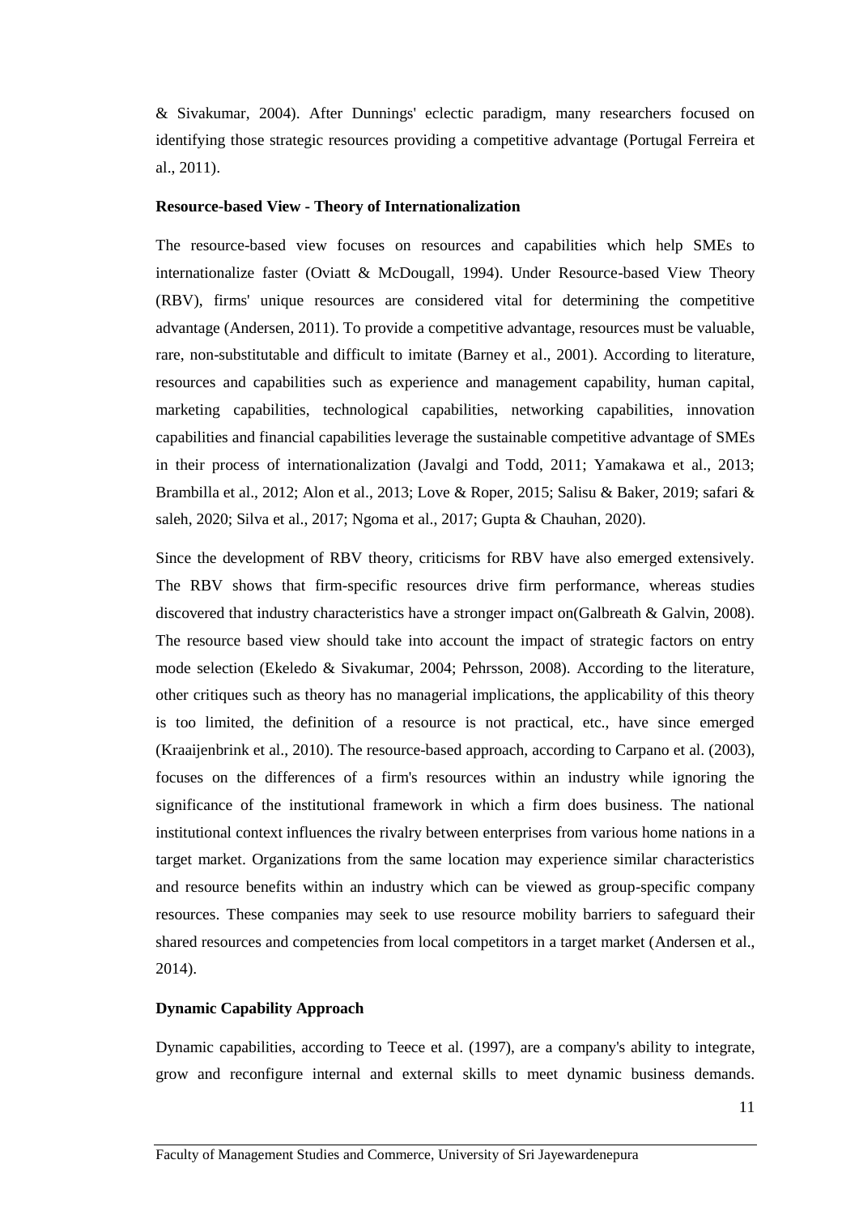& Sivakumar, 2004). After Dunnings' eclectic paradigm, many researchers focused on identifying those strategic resources providing a competitive advantage (Portugal Ferreira et al., 2011).

**Resource-based View - Theory of Internationalization**

The resource-based view focuses on resources and capabilities which help SMEs to internationalize faster (Oviatt & McDougall, 1994). Under Resource-based View Theory (RBV), firms' unique resources are considered vital for determining the competitive advantage (Andersen, 2011). To provide a competitive advantage, resources must be valuable, rare, non-substitutable and difficult to imitate (Barney et al., 2001). According to literature, resources and capabilities such as experience and management capability, human capital, marketing capabilities, technological capabilities, networking capabilities, innovation capabilities and financial capabilities leverage the sustainable competitive advantage of SMEs in their process of internationalization (Javalgi and Todd, 2011; Yamakawa et al., 2013; Brambilla et al., 2012; Alon et al., 2013; Love & Roper, 2015; Salisu & Baker, 2019; safari & saleh, 2020; Silva et al., 2017; Ngoma et al., 2017; Gupta & Chauhan, 2020).

Since the development of RBV theory, criticisms for RBV have also emerged extensively. The RBV shows that firm-specific resources drive firm performance, whereas studies discovered that industry characteristics have a stronger impact on(Galbreath & Galvin, 2008). The resource based view should take into account the impact of strategic factors on entry mode selection (Ekeledo & Sivakumar, 2004; Pehrsson, 2008). According to the literature, other critiques such as theory has no managerial implications, the applicability of this theory is too limited, the definition of a resource is not practical, etc., have since emerged (Kraaijenbrink et al., 2010). The resource-based approach, according to Carpano et al. (2003), focuses on the differences of a firm's resources within an industry while ignoring the significance of the institutional framework in which a firm does business. The national institutional context influences the rivalry between enterprises from various home nations in a target market. Organizations from the same location may experience similar characteristics and resource benefits within an industry which can be viewed as group-specific company resources. These companies may seek to use resource mobility barriers to safeguard their shared resources and competencies from local competitors in a target market (Andersen et al., 2014).

**Dynamic Capability Approach**

Dynamic capabilities, according to Teece et al. (1997), are a company's ability to integrate, grow and reconfigure internal and external skills to meet dynamic business demands.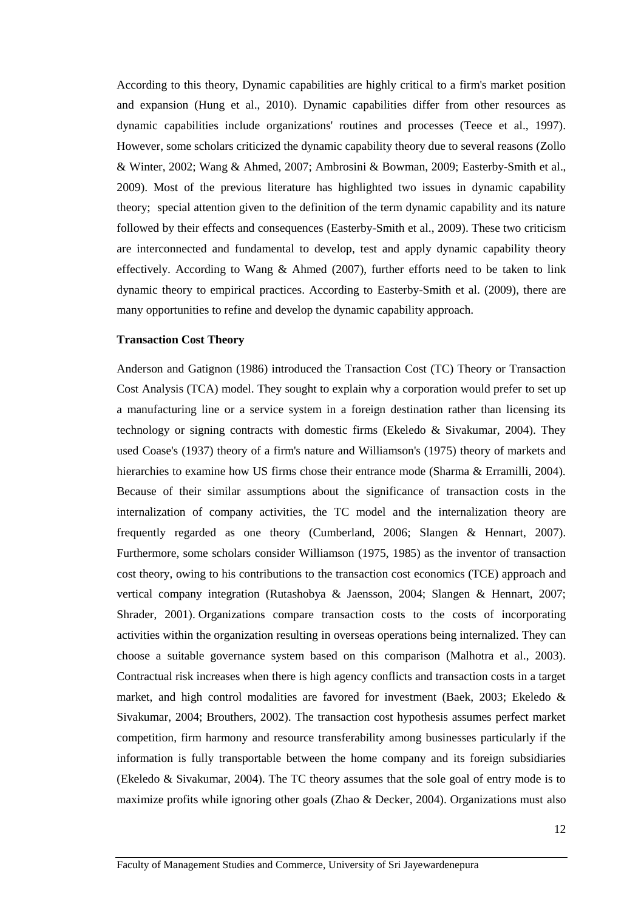According to this theory, Dynamic capabilities are highly critical to a firm's market position and expansion (Hung et al., 2010). Dynamic capabilities differ from other resources as dynamic capabilities include organizations' routines and processes (Teece et al., 1997). However, some scholars criticized the dynamic capability theory due to several reasons (Zollo & Winter, 2002; Wang & Ahmed, 2007; Ambrosini & Bowman, 2009; Easterby-Smith et al., 2009). Most of the previous literature has highlighted two issues in dynamic capability theory; special attention given to the definition of the term dynamic capability and its nature followed by their effects and consequences (Easterby-Smith et al., 2009). These two criticism are interconnected and fundamental to develop, test and apply dynamic capability theory effectively. According to Wang & Ahmed (2007), further efforts need to be taken to link dynamic theory to empirical practices. According to Easterby-Smith et al. (2009), there are many opportunities to refine and develop the dynamic capability approach.

**Transaction Cost Theory**

Anderson and Gatignon (1986) introduced the Transaction Cost (TC) Theory or Transaction Cost Analysis (TCA) model. They sought to explain why a corporation would prefer to set up a manufacturing line or a service system in a foreign destination rather than licensing its technology or signing contracts with domestic firms (Ekeledo & Sivakumar, 2004). They used Coase's (1937) theory of a firm's nature and Williamson's (1975) theory of markets and hierarchies to examine how US firms chose their entrance mode (Sharma & Erramilli, 2004). Because of their similar assumptions about the significance of transaction costs in the internalization of company activities, the TC model and the internalization theory are frequently regarded as one theory (Cumberland, 2006; Slangen & Hennart, 2007). Furthermore, some scholars consider Williamson (1975, 1985) as the inventor of transaction cost theory, owing to his contributions to the transaction cost economics (TCE) approach and vertical company integration (Rutashobya & Jaensson, 2004; Slangen & Hennart, 2007; Shrader, 2001). Organizations compare transaction costs to the costs of incorporating activities within the organization resulting in overseas operations being internalized. They can choose a suitable governance system based on this comparison (Malhotra et al., 2003). Contractual risk increases when there is high agency conflicts and transaction costs in a target market, and high control modalities are favored for investment (Baek, 2003; Ekeledo & Sivakumar, 2004; Brouthers, 2002). The transaction cost hypothesis assumes perfect market competition, firm harmony and resource transferability among businesses particularly if the information is fully transportable between the home company and its foreign subsidiaries (Ekeledo & Sivakumar, 2004). The TC theory assumes that the sole goal of entry mode is to maximize profits while ignoring other goals (Zhao & Decker, 2004). Organizations must also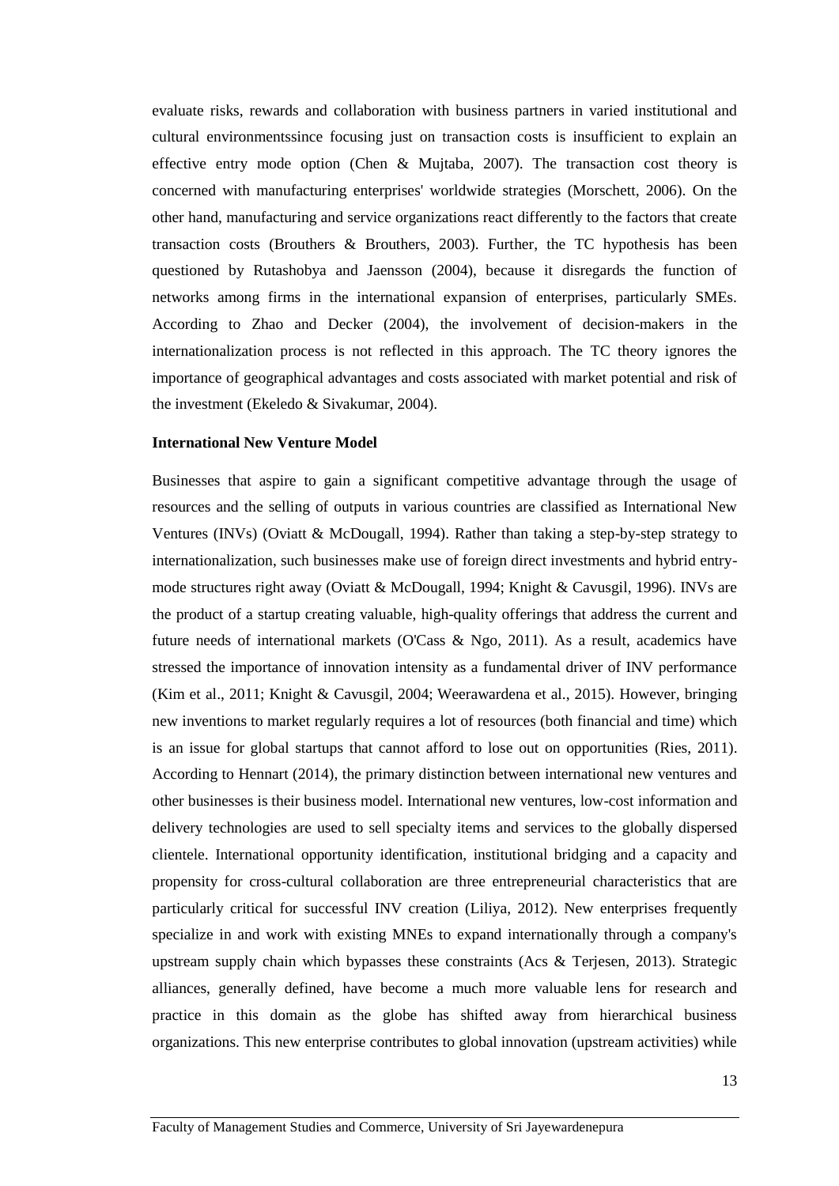evaluate risks, rewards and collaboration with business partners in varied institutional and cultural environmentssince focusing just on transaction costs is insufficient to explain an effective entry mode option (Chen & Mujtaba, 2007). The transaction cost theory is concerned with manufacturing enterprises' worldwide strategies (Morschett, 2006). On the other hand, manufacturing and service organizations react differently to the factors that create transaction costs (Brouthers & Brouthers, 2003). Further, the TC hypothesis has been questioned by Rutashobya and Jaensson (2004), because it disregards the function of networks among firms in the international expansion of enterprises, particularly SMEs. According to Zhao and Decker (2004), the involvement of decision-makers in the internationalization process is not reflected in this approach. The TC theory ignores the importance of geographical advantages and costs associated with market potential and risk of the investment (Ekeledo & Sivakumar, 2004).

**International New Venture Model**

Businesses that aspire to gain a significant competitive advantage through the usage of resources and the selling of outputs in various countries are classified as International New Ventures (INVs) (Oviatt & McDougall, 1994). Rather than taking a step-by-step strategy to internationalization, such businesses make use of foreign direct investments and hybrid entry-mode structures right away (Oviatt & McDougall, 1994; Knight & Cavusgil, 1996). INVs are the product of a startup creating valuable, high-quality offerings that address the current and future needs of international markets (O'Cass & Ngo, 2011). As a result, academics have stressed the importance of innovation intensity as a fundamental driver of INV performance (Kim et al., 2011; Knight & Cavusgil, 2004; Weerawardena et al., 2015). However, bringing new inventions to market regularly requires a lot of resources (both financial and time) which is an issue for global startups that cannot afford to lose out on opportunities (Ries, 2011). According to Hennart (2014), the primary distinction between international new ventures and other businesses is their business model. International new ventures, low-cost information and delivery technologies are used to sell specialty items and services to the globally dispersed clientele. International opportunity identification, institutional bridging and a capacity and propensity for cross-cultural collaboration are three entrepreneurial characteristics that are particularly critical for successful INV creation (Liliya, 2012). New enterprises frequently specialize in and work with existing MNEs to expand internationally through a company's upstream supply chain which bypasses these constraints (Acs & Terjesen, 2013). Strategic alliances, generally defined, have become a much more valuable lens for research and practice in this domain as the globe has shifted away from hierarchical business organizations. This new enterprise contributes to global innovation (upstream activities) while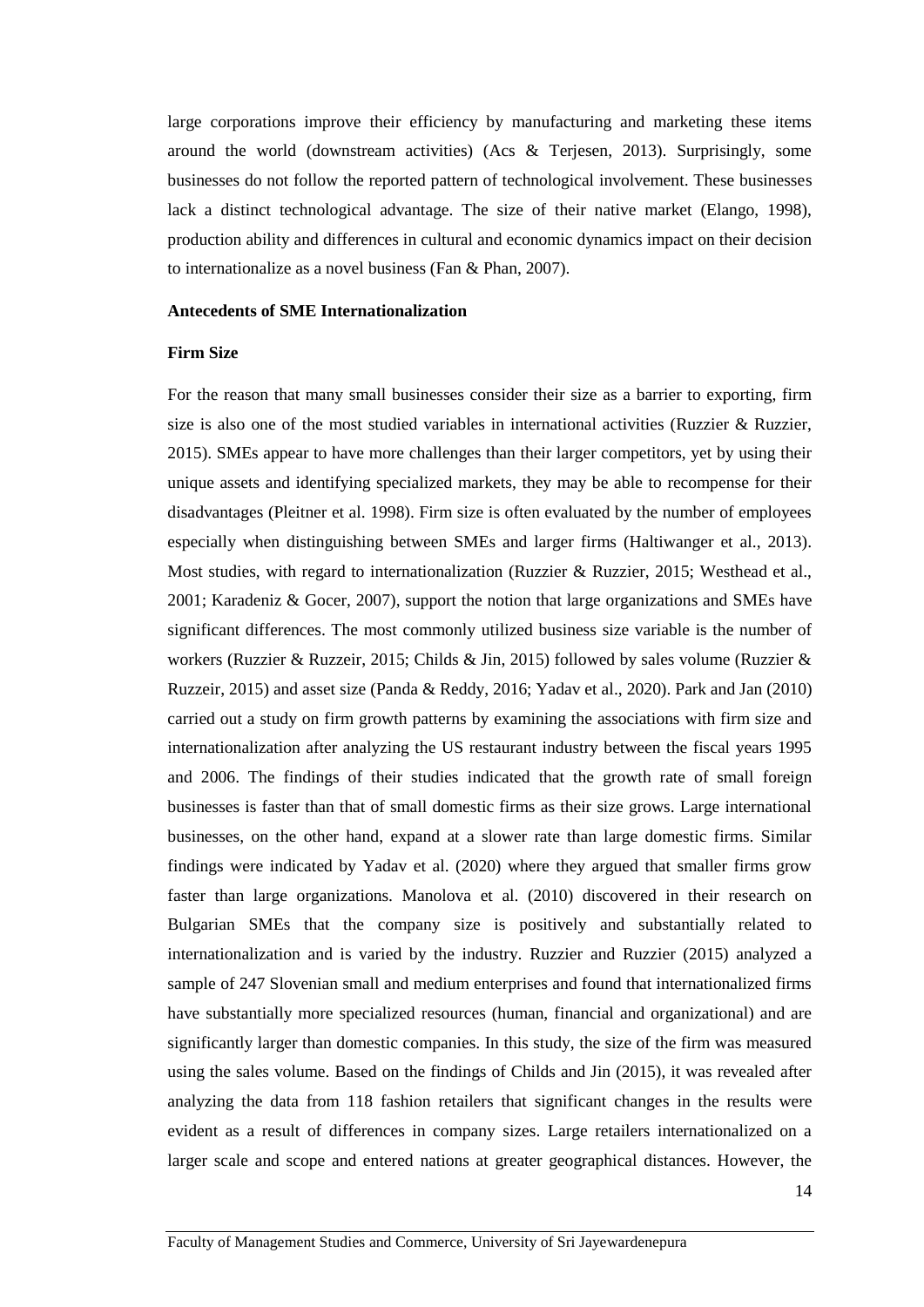large corporations improve their efficiency by manufacturing and marketing these items around the world (downstream activities) (Acs & Terjesen, 2013). Surprisingly, some businesses do not follow the reported pattern of technological involvement. These businesses lack a distinct technological advantage. The size of their native market (Elango, 1998), production ability and differences in cultural and economic dynamics impact on their decision to internationalize as a novel business (Fan & Phan, 2007).

**Antecedents of SME Internationalization**

**Firm Size**

For the reason that many small businesses consider their size as a barrier to exporting, firm size is also one of the most studied variables in international activities (Ruzzier & Ruzzier, 2015). SMEs appear to have more challenges than their larger competitors, yet by using their unique assets and identifying specialized markets, they may be able to recompense for their disadvantages (Pleitner et al. 1998). Firm size is often evaluated by the number of employees especially when distinguishing between SMEs and larger firms (Haltiwanger et al., 2013). Most studies, with regard to internationalization (Ruzzier & Ruzzier, 2015; Westhead et al., 2001; Karadeniz & Gocer, 2007), support the notion that large organizations and SMEs have significant differences. The most commonly utilized business size variable is the number of workers (Ruzzier & Ruzzeir, 2015; Childs & Jin, 2015) followed by sales volume (Ruzzier & Ruzzeir, 2015) and asset size (Panda & Reddy, 2016; Yadav et al., 2020). Park and Jan (2010) carried out a study on firm growth patterns by examining the associations with firm size and internationalization after analyzing the US restaurant industry between the fiscal years 1995 and 2006. The findings of their studies indicated that the growth rate of small foreign businesses is faster than that of small domestic firms as their size grows. Large international businesses, on the other hand, expand at a slower rate than large domestic firms. Similar findings were indicated by Yadav et al. (2020) where they argued that smaller firms grow faster than large organizations. Manolova et al. (2010) discovered in their research on Bulgarian SMEs that the company size is positively and substantially related to internationalization and is varied by the industry. Ruzzier and Ruzzier (2015) analyzed a sample of 247 Slovenian small and medium enterprises and found that internationalized firms have substantially more specialized resources (human, financial and organizational) and are significantly larger than domestic companies. In this study, the size of the firm was measured using the sales volume. Based on the findings of Childs and Jin (2015), it was revealed after analyzing the data from 118 fashion retailers that significant changes in the results were evident as a result of differences in company sizes. Large retailers internationalized on a larger scale and scope and entered nations at greater geographical distances. However, the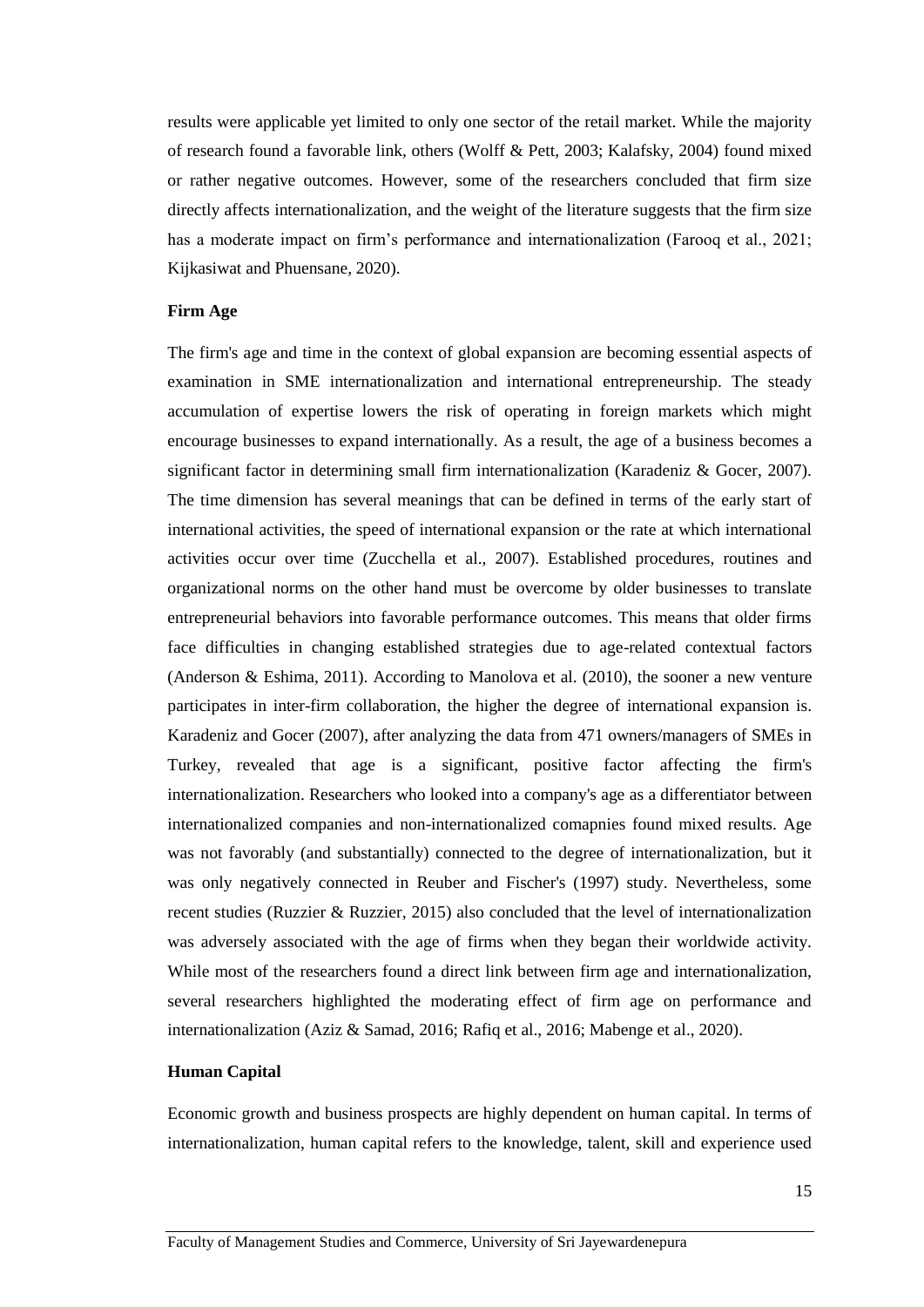results were applicable yet limited to only one sector of the retail market. While the majority of research found a favorable link, others (Wolff & Pett, 2003; Kalafsky, 2004) found mixed or rather negative outcomes. However, some of the researchers concluded that firm size directly affects internationalization, and the weight of the literature suggests that the firm size has a moderate impact on firm's performance and internationalization (Farooq et al., 2021; Kijkasiwat and Phuensane, 2020).

**Firm Age**

The firm's age and time in the context of global expansion are becoming essential aspects of examination in SME internationalization and international entrepreneurship. The steady accumulation of expertise lowers the risk of operating in foreign markets which might encourage businesses to expand internationally. As a result, the age of a business becomes a significant factor in determining small firm internationalization (Karadeniz & Gocer, 2007). The time dimension has several meanings that can be defined in terms of the early start of international activities, the speed of international expansion or the rate at which international activities occur over time (Zucchella et al., 2007). Established procedures, routines and organizational norms on the other hand must be overcome by older businesses to translate entrepreneurial behaviors into favorable performance outcomes. This means that older firms face difficulties in changing established strategies due to age-related contextual factors (Anderson & Eshima, 2011). According to Manolova et al. (2010), the sooner a new venture participates in inter-firm collaboration, the higher the degree of international expansion is. Karadeniz and Gocer (2007), after analyzing the data from 471 owners/managers of SMEs in Turkey, revealed that age is a significant, positive factor affecting the firm's internationalization. Researchers who looked into a company's age as a differentiator between internationalized companies and non-internationalized comapnies found mixed results. Age was not favorably (and substantially) connected to the degree of internationalization, but it was only negatively connected in Reuber and Fischer's (1997) study. Nevertheless, some recent studies (Ruzzier & Ruzzier, 2015) also concluded that the level of internationalization was adversely associated with the age of firms when they began their worldwide activity. While most of the researchers found a direct link between firm age and internationalization, several researchers highlighted the moderating effect of firm age on performance and internationalization (Aziz & Samad, 2016; Rafiq et al., 2016; Mabenge et al., 2020).

**Human Capital**

Economic growth and business prospects are highly dependent on human capital. In terms of internationalization, human capital refers to the knowledge, talent, skill and experience used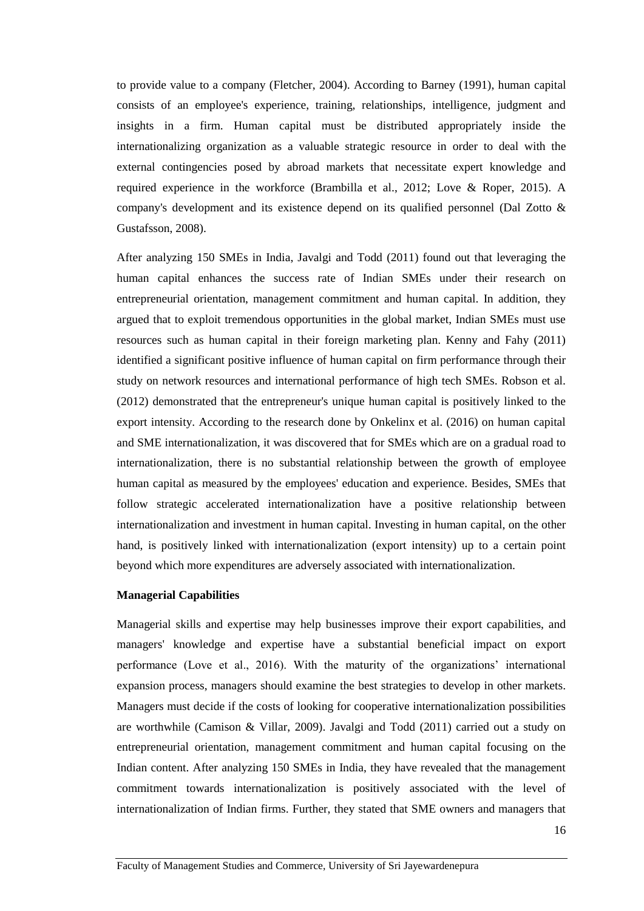to provide value to a company (Fletcher, 2004). According to Barney (1991), human capital consists of an employee's experience, training, relationships, intelligence, judgment and insights in a firm. Human capital must be distributed appropriately inside the internationalizing organization as a valuable strategic resource in order to deal with the external contingencies posed by abroad markets that necessitate expert knowledge and required experience in the workforce (Brambilla et al., 2012; Love & Roper, 2015). A company's development and its existence depend on its qualified personnel (Dal Zotto & Gustafsson, 2008).

After analyzing 150 SMEs in India, Javalgi and Todd (2011) found out that leveraging the human capital enhances the success rate of Indian SMEs under their research on entrepreneurial orientation, management commitment and human capital. In addition, they argued that to exploit tremendous opportunities in the global market, Indian SMEs must use resources such as human capital in their foreign marketing plan. Kenny and Fahy (2011) identified a significant positive influence of human capital on firm performance through their study on network resources and international performance of high tech SMEs. Robson et al. (2012) demonstrated that the entrepreneur's unique human capital is positively linked to the export intensity. According to the research done by Onkelinx et al. (2016) on human capital and SME internationalization, it was discovered that for SMEs which are on a gradual road to internationalization, there is no substantial relationship between the growth of employee human capital as measured by the employees' education and experience. Besides, SMEs that follow strategic accelerated internationalization have a positive relationship between internationalization and investment in human capital. Investing in human capital, on the other hand, is positively linked with internationalization (export intensity) up to a certain point beyond which more expenditures are adversely associated with internationalization.

**Managerial Capabilities**

Managerial skills and expertise may help businesses improve their export capabilities, and managers' knowledge and expertise have a substantial beneficial impact on export performance (Love et al., 2016). With the maturity of the organizations' international expansion process, managers should examine the best strategies to develop in other markets. Managers must decide if the costs of looking for cooperative internationalization possibilities are worthwhile (Camison & Villar, 2009). Javalgi and Todd (2011) carried out a study on entrepreneurial orientation, management commitment and human capital focusing on the Indian content. After analyzing 150 SMEs in India, they have revealed that the management commitment towards internationalization is positively associated with the level of internationalization of Indian firms. Further, they stated that SME owners and managers that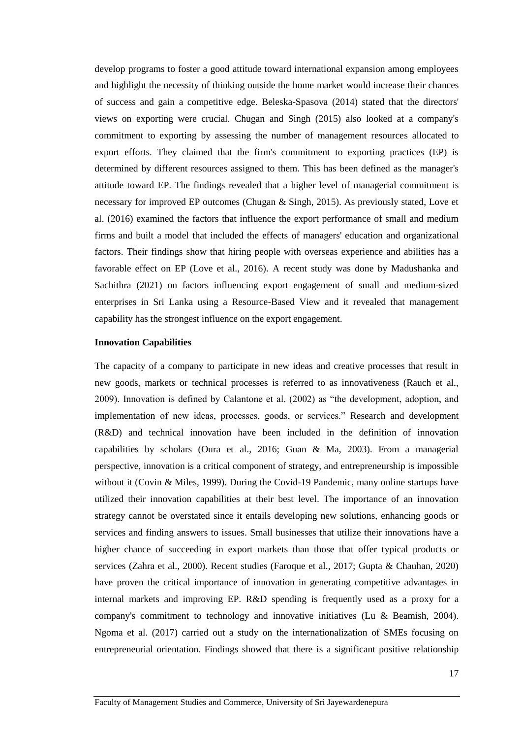develop programs to foster a good attitude toward international expansion among employees and highlight the necessity of thinking outside the home market would increase their chances of success and gain a competitive edge. Beleska-Spasova (2014) stated that the directors' views on exporting were crucial. Chugan and Singh (2015) also looked at a company's commitment to exporting by assessing the number of management resources allocated to export efforts. They claimed that the firm's commitment to exporting practices (EP) is determined by different resources assigned to them. This has been defined as the manager's attitude toward EP. The findings revealed that a higher level of managerial commitment is necessary for improved EP outcomes (Chugan & Singh, 2015). As previously stated, Love et al. (2016) examined the factors that influence the export performance of small and medium firms and built a model that included the effects of managers' education and organizational factors. Their findings show that hiring people with overseas experience and abilities has a favorable effect on EP (Love et al., 2016). A recent study was done by Madushanka and Sachithra (2021) on factors influencing export engagement of small and medium-sized enterprises in Sri Lanka using a Resource-Based View and it revealed that management capability has the strongest influence on the export engagement.

**Innovation Capabilities**

The capacity of a company to participate in new ideas and creative processes that result in new goods, markets or technical processes is referred to as innovativeness (Rauch et al., 2009). Innovation is defined by Calantone et al. (2002) as "the development, adoption, and implementation of new ideas, processes, goods, or services." Research and development (R&D) and technical innovation have been included in the definition of innovation capabilities by scholars (Oura et al., 2016; Guan & Ma, 2003). From a managerial perspective, innovation is a critical component of strategy, and entrepreneurship is impossible without it (Covin & Miles, 1999). During the Covid-19 Pandemic, many online startups have utilized their innovation capabilities at their best level. The importance of an innovation strategy cannot be overstated since it entails developing new solutions, enhancing goods or services and finding answers to issues. Small businesses that utilize their innovations have a higher chance of succeeding in export markets than those that offer typical products or services (Zahra et al., 2000). Recent studies (Faroque et al., 2017; Gupta & Chauhan, 2020) have proven the critical importance of innovation in generating competitive advantages in internal markets and improving EP. R&D spending is frequently used as a proxy for a company's commitment to technology and innovative initiatives (Lu & Beamish, 2004). Ngoma et al. (2017) carried out a study on the internationalization of SMEs focusing on entrepreneurial orientation. Findings showed that there is a significant positive relationship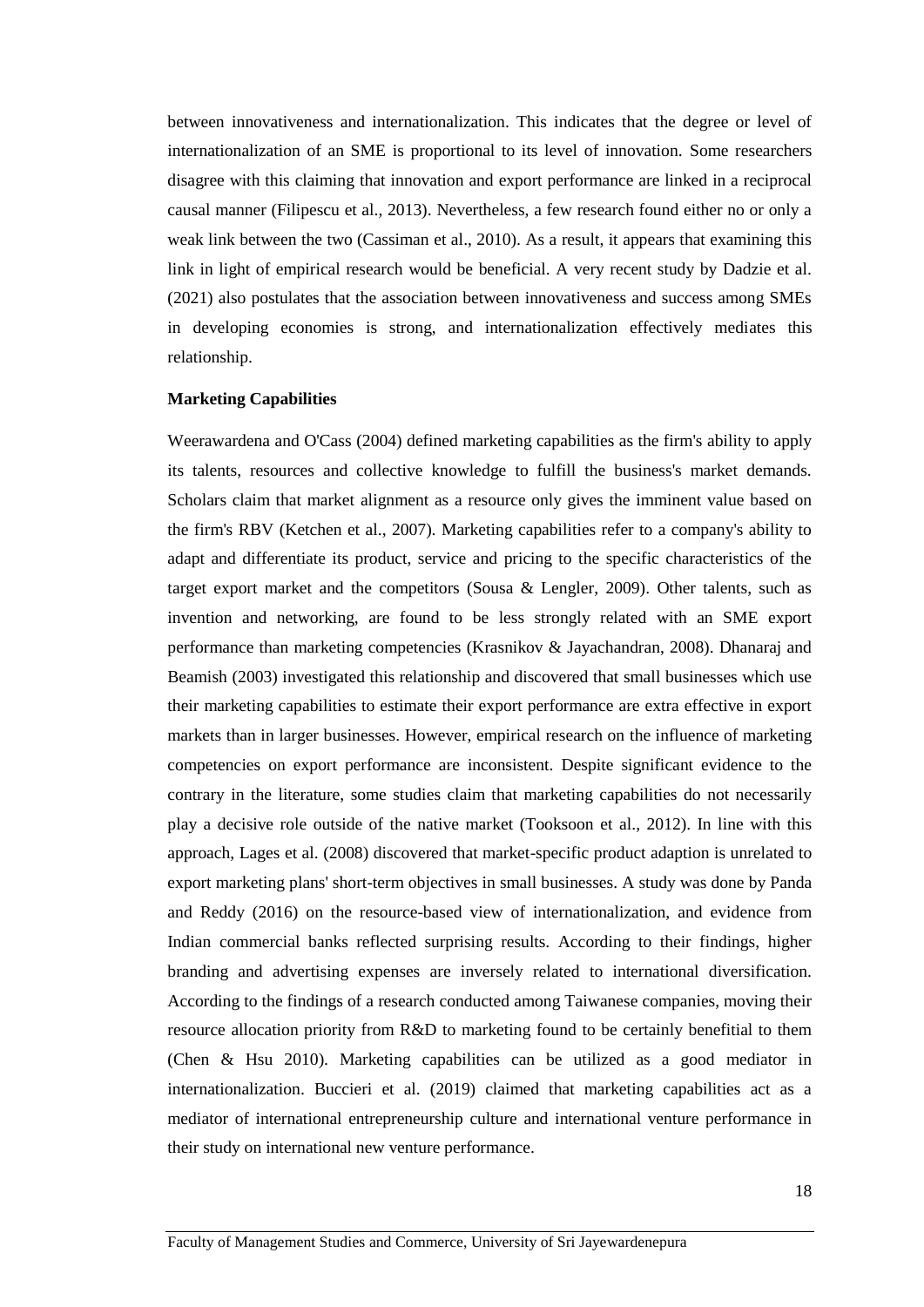between innovativeness and internationalization. This indicates that the degree or level of internationalization of an SME is proportional to its level of innovation. Some researchers disagree with this claiming that innovation and export performance are linked in a reciprocal causal manner (Filipescu et al., 2013). Nevertheless, a few research found either no or only a weak link between the two (Cassiman et al., 2010). As a result, it appears that examining this link in light of empirical research would be beneficial. A very recent study by Dadzie et al. (2021) also postulates that the association between innovativeness and success among SMEs in developing economies is strong, and internationalization effectively mediates this relationship.

**Marketing Capabilities**

Weerawardena and O'Cass (2004) defined marketing capabilities as the firm's ability to apply its talents, resources and collective knowledge to fulfill the business's market demands. Scholars claim that market alignment as a resource only gives the imminent value based on the firm's RBV (Ketchen et al., 2007). Marketing capabilities refer to a company's ability to adapt and differentiate its product, service and pricing to the specific characteristics of the target export market and the competitors (Sousa & Lengler, 2009). Other talents, such as invention and networking, are found to be less strongly related with an SME export performance than marketing competencies (Krasnikov & Jayachandran, 2008). Dhanaraj and Beamish (2003) investigated this relationship and discovered that small businesses which use their marketing capabilities to estimate their export performance are extra effective in export markets than in larger businesses. However, empirical research on the influence of marketing competencies on export performance are inconsistent. Despite significant evidence to the contrary in the literature, some studies claim that marketing capabilities do not necessarily play a decisive role outside of the native market (Tooksoon et al., 2012). In line with this approach, Lages et al. (2008) discovered that market-specific product adaption is unrelated to export marketing plans' short-term objectives in small businesses. A study was done by Panda and Reddy (2016) on the resource-based view of internationalization, and evidence from Indian commercial banks reflected surprising results. According to their findings, higher branding and advertising expenses are inversely related to international diversification. According to the findings of a research conducted among Taiwanese companies, moving their resource allocation priority from R&D to marketing found to be certainly benefitial to them (Chen & Hsu 2010). Marketing capabilities can be utilized as a good mediator in internationalization. Buccieri et al. (2019) claimed that marketing capabilities act as a mediator of international entrepreneurship culture and international venture performance in their study on international new venture performance.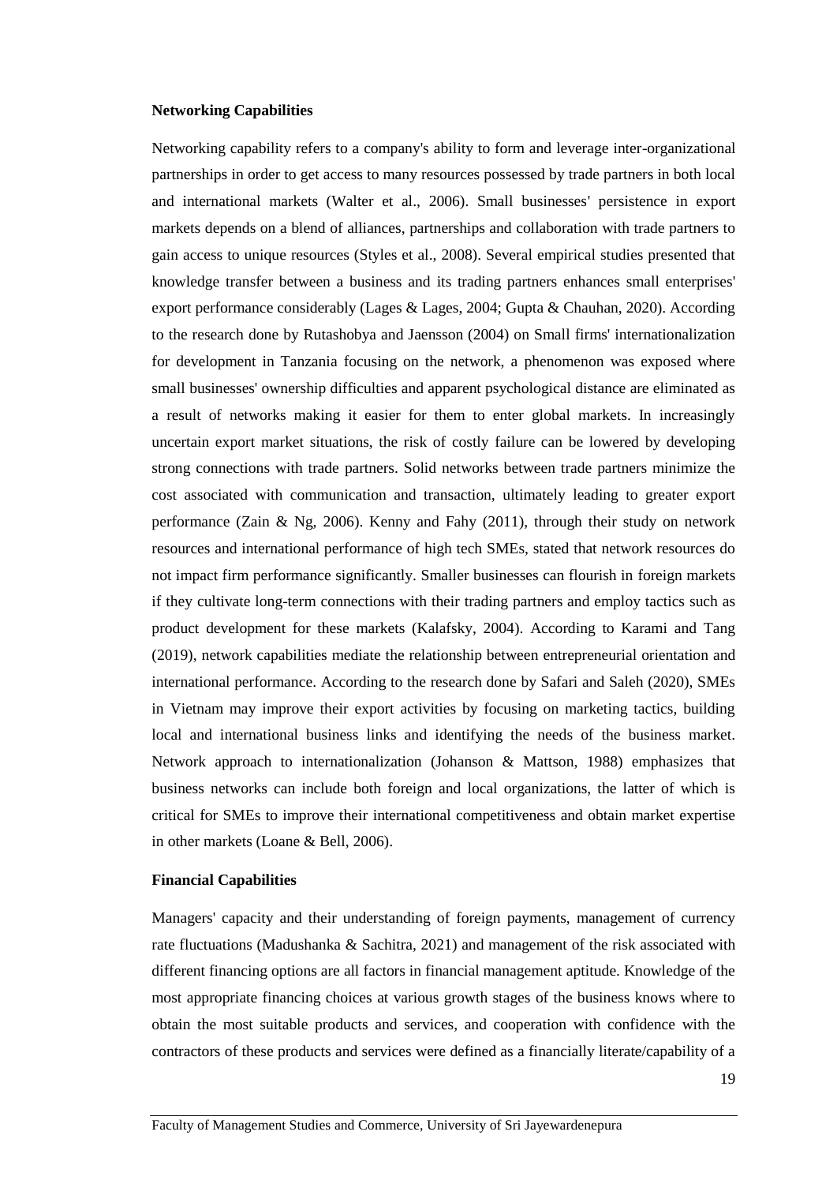**Networking Capabilities**

Networking capability refers to a company's ability to form and leverage inter-organizational partnerships in order to get access to many resources possessed by trade partners in both local and international markets (Walter et al., 2006). Small businesses' persistence in export markets depends on a blend of alliances, partnerships and collaboration with trade partners to gain access to unique resources (Styles et al., 2008). Several empirical studies presented that knowledge transfer between a business and its trading partners enhances small enterprises' export performance considerably (Lages & Lages, 2004; Gupta & Chauhan, 2020). According to the research done by Rutashobya and Jaensson (2004) on Small firms' internationalization for development in Tanzania focusing on the network, a phenomenon was exposed where small businesses' ownership difficulties and apparent psychological distance are eliminated as a result of networks making it easier for them to enter global markets. In increasingly uncertain export market situations, the risk of costly failure can be lowered by developing strong connections with trade partners. Solid networks between trade partners minimize the cost associated with communication and transaction, ultimately leading to greater export performance (Zain & Ng, 2006). Kenny and Fahy (2011), through their study on network resources and international performance of high tech SMEs, stated that network resources do not impact firm performance significantly. Smaller businesses can flourish in foreign markets if they cultivate long-term connections with their trading partners and employ tactics such as product development for these markets (Kalafsky, 2004). According to Karami and Tang (2019), network capabilities mediate the relationship between entrepreneurial orientation and international performance. According to the research done by Safari and Saleh (2020), SMEs in Vietnam may improve their export activities by focusing on marketing tactics, building local and international business links and identifying the needs of the business market. Network approach to internationalization (Johanson & Mattson, 1988) emphasizes that business networks can include both foreign and local organizations, the latter of which is critical for SMEs to improve their international competitiveness and obtain market expertise in other markets (Loane & Bell, 2006).

**Financial Capabilities**

Managers' capacity and their understanding of foreign payments, management of currency rate fluctuations (Madushanka & Sachitra, 2021) and management of the risk associated with different financing options are all factors in financial management aptitude. Knowledge of the most appropriate financing choices at various growth stages of the business knows where to obtain the most suitable products and services, and cooperation with confidence with the contractors of these products and services were defined as a financially literate/capability of a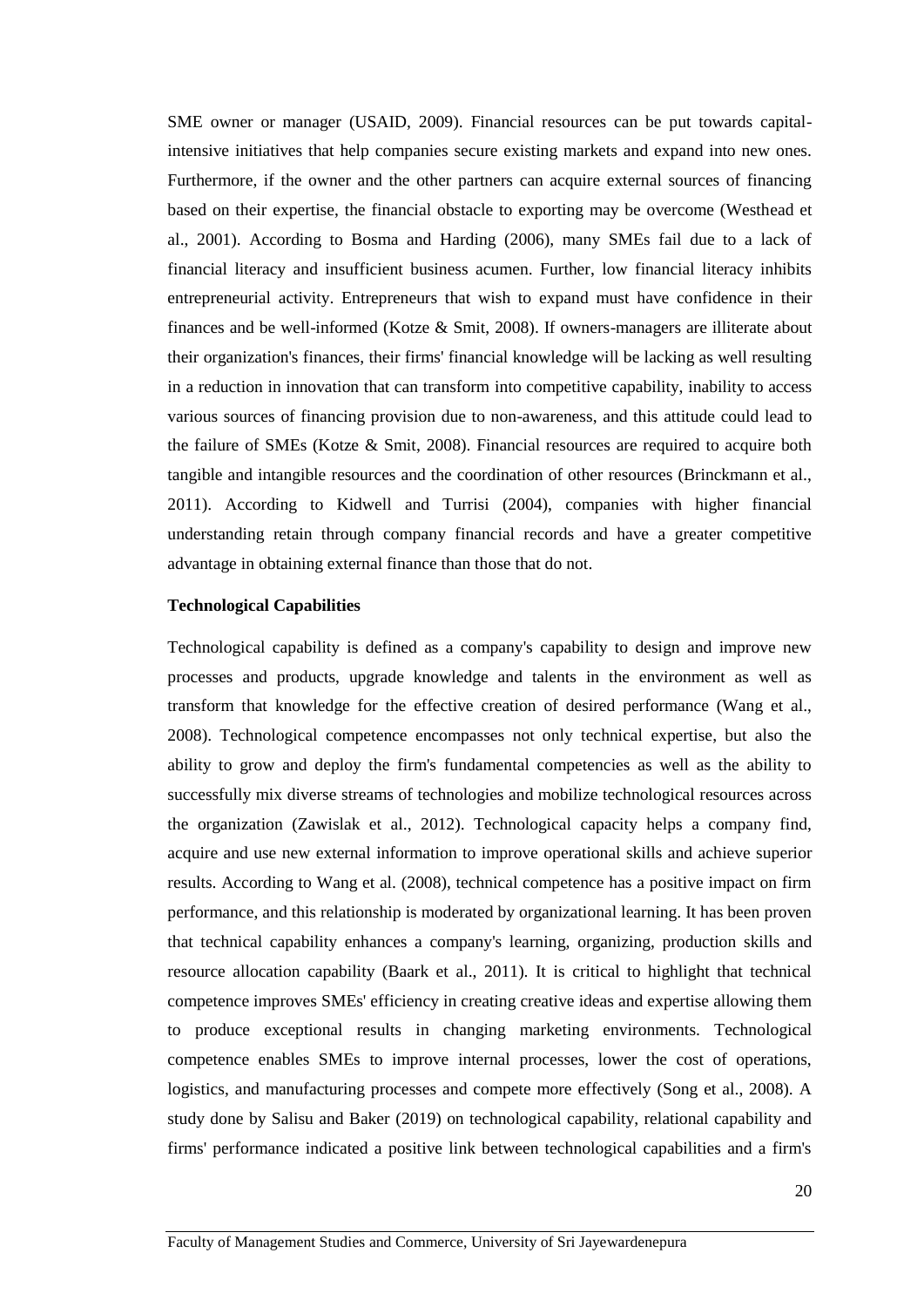SME owner or manager (USAID, 2009). Financial resources can be put towards capital-intensive initiatives that help companies secure existing markets and expand into new ones. Furthermore, if the owner and the other partners can acquire external sources of financing based on their expertise, the financial obstacle to exporting may be overcome (Westhead et al., 2001). According to Bosma and Harding (2006), many SMEs fail due to a lack of financial literacy and insufficient business acumen. Further, low financial literacy inhibits entrepreneurial activity. Entrepreneurs that wish to expand must have confidence in their finances and be well-informed (Kotze & Smit, 2008). If owners-managers are illiterate about their organization's finances, their firms' financial knowledge will be lacking as well resulting in a reduction in innovation that can transform into competitive capability, inability to access various sources of financing provision due to non-awareness, and this attitude could lead to the failure of SMEs (Kotze & Smit, 2008). Financial resources are required to acquire both tangible and intangible resources and the coordination of other resources (Brinckmann et al., 2011). According to Kidwell and Turrisi (2004), companies with higher financial understanding retain through company financial records and have a greater competitive advantage in obtaining external finance than those that do not.

**Technological Capabilities**

Technological capability is defined as a company's capability to design and improve new processes and products, upgrade knowledge and talents in the environment as well as transform that knowledge for the effective creation of desired performance (Wang et al., 2008). Technological competence encompasses not only technical expertise, but also the ability to grow and deploy the firm's fundamental competencies as well as the ability to successfully mix diverse streams of technologies and mobilize technological resources across the organization (Zawislak et al., 2012). Technological capacity helps a company find, acquire and use new external information to improve operational skills and achieve superior results. According to Wang et al. (2008), technical competence has a positive impact on firm performance, and this relationship is moderated by organizational learning. It has been proven that technical capability enhances a company's learning, organizing, production skills and resource allocation capability (Baark et al., 2011). It is critical to highlight that technical competence improves SMEs' efficiency in creating creative ideas and expertise allowing them to produce exceptional results in changing marketing environments. Technological competence enables SMEs to improve internal processes, lower the cost of operations, logistics, and manufacturing processes and compete more effectively (Song et al., 2008). A study done by Salisu and Baker (2019) on technological capability, relational capability and firms' performance indicated a positive link between technological capabilities and a firm's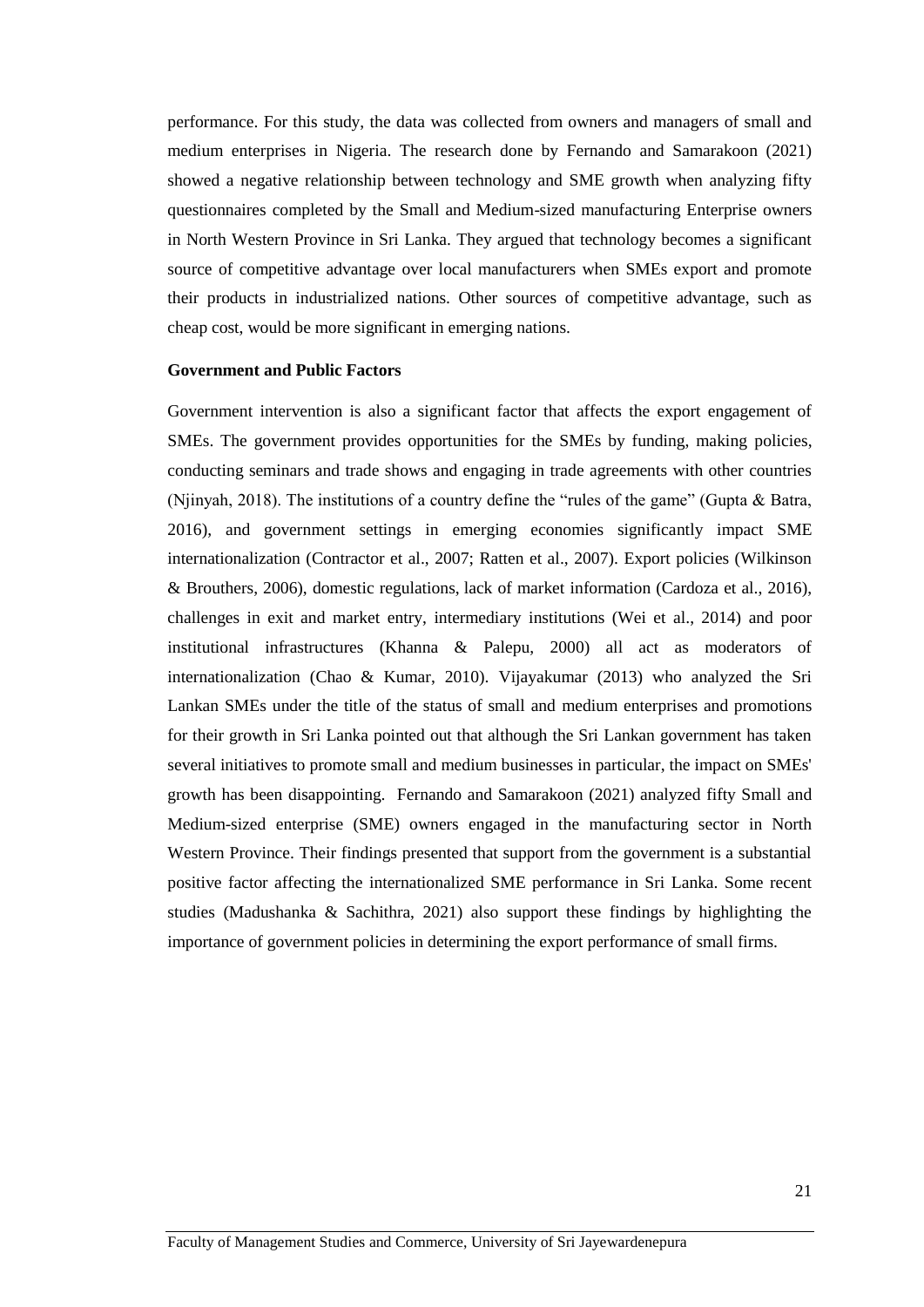performance. For this study, the data was collected from owners and managers of small and medium enterprises in Nigeria. The research done by Fernando and Samarakoon (2021) showed a negative relationship between technology and SME growth when analyzing fifty questionnaires completed by the Small and Medium-sized manufacturing Enterprise owners in North Western Province in Sri Lanka. They argued that technology becomes a significant source of competitive advantage over local manufacturers when SMEs export and promote their products in industrialized nations. Other sources of competitive advantage, such as cheap cost, would be more significant in emerging nations.

**Government and Public Factors**

Government intervention is also a significant factor that affects the export engagement of SMEs. The government provides opportunities for the SMEs by funding, making policies, conducting seminars and trade shows and engaging in trade agreements with other countries (Njinyah, 2018). The institutions of a country define the "rules of the game" (Gupta & Batra, 2016), and government settings in emerging economies significantly impact SME internationalization (Contractor et al., 2007; Ratten et al., 2007). Export policies (Wilkinson & Brouthers, 2006), domestic regulations, lack of market information (Cardoza et al., 2016), challenges in exit and market entry, intermediary institutions (Wei et al., 2014) and poor institutional infrastructures (Khanna & Palepu, 2000) all act as moderators of internationalization (Chao & Kumar, 2010). Vijayakumar (2013) who analyzed the Sri Lankan SMEs under the title of the status of small and medium enterprises and promotions for their growth in Sri Lanka pointed out that although the Sri Lankan government has taken several initiatives to promote small and medium businesses in particular, the impact on SMEs' growth has been disappointing. Fernando and Samarakoon (2021) analyzed fifty Small and Medium-sized enterprise (SME) owners engaged in the manufacturing sector in North Western Province. Their findings presented that support from the government is a substantial positive factor affecting the internationalized SME performance in Sri Lanka. Some recent studies (Madushanka & Sachithra, 2021) also support these findings by highlighting the importance of government policies in determining the export performance of small firms.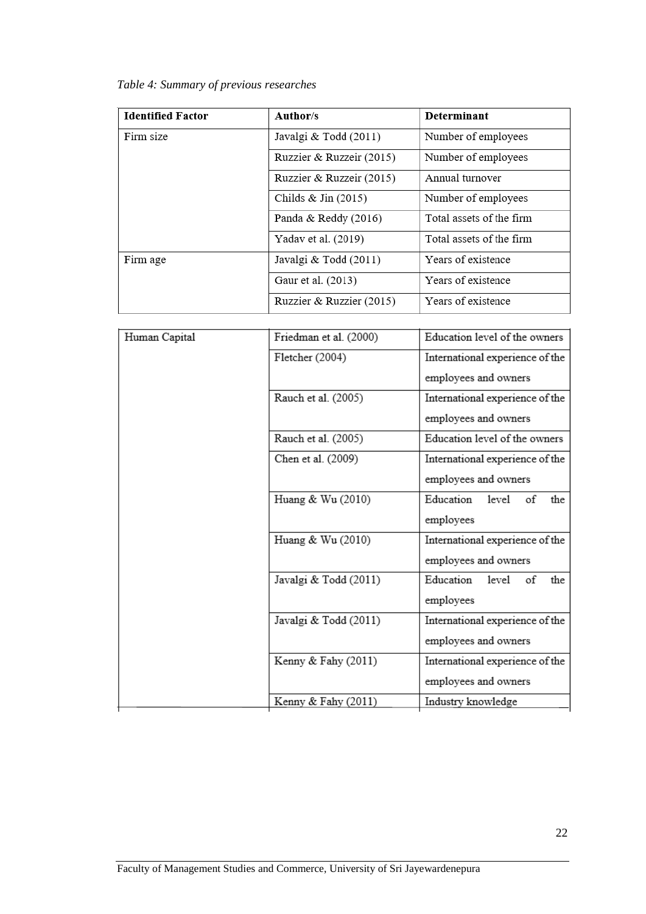*Table 4: Summary of previous researches*

| Identified Factor | Author/s | Determinant |
|---|---|---|
| Firm size | Javalgi & Todd (2011) | Number of employees |
| | Ruzzier & Ruzzeir (2015) | Number of employees |
| | Ruzzier & Ruzzeir (2015) | Annual turnover |
| | Childs & Jin (2015) | Number of employees |
| | Panda & Reddy (2016) | Total assets of the firm |
| | Yadav et al. (2019) | Total assets of the firm |
| Firm age | Javalgi & Todd (2011) | Years of existence |
| | Gaur et al. (2013) | Years of existence |
| | Ruzzier & Ruzzier (2015) | Years of existence |
| Human Capital | Friedman et al. (2000) | Education level of the owners |
| | Fletcher (2004) | International experience of the employees and owners |
| | Rauch et al. (2005) | International experience of the employees and owners |
| | Rauch et al. (2005) | Education level of the owners |
| | Chen et al. (2009) | International experience of the employees and owners |
| | Huang & Wu (2010) | Education level of the employees |
| | Huang & Wu (2010) | International experience of the employees and owners |
| | Javalgi & Todd (2011) | Education level of the employees |
| | Javalgi & Todd (2011) | International experience of the employees and owners |
| | Kenny & Fahy (2011) | International experience of the employees and owners |
| | Kenny & Fahy (2011) | Industry knowledge |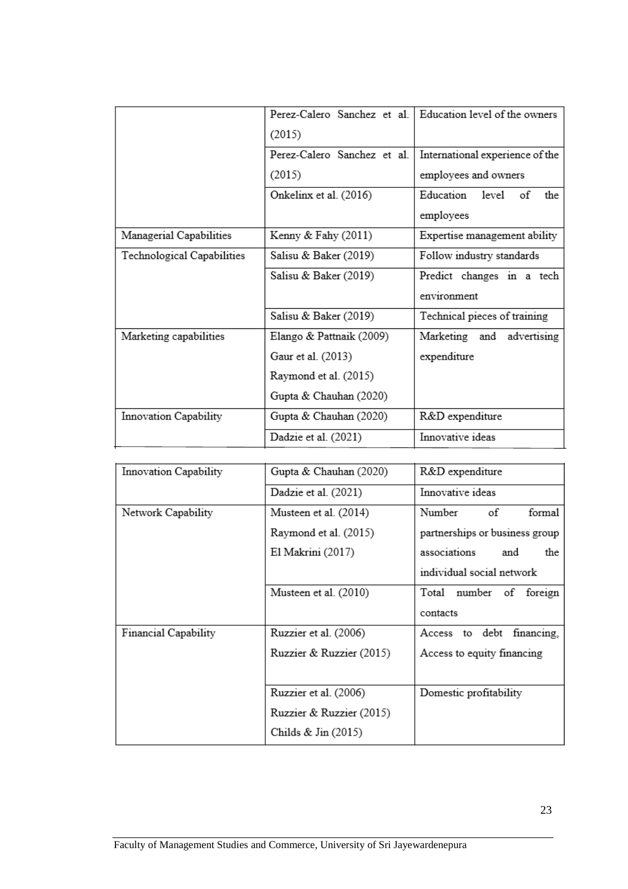| | | |
|---|---|---|
| | Perez-Calero Sanchez et al. (2015) | Education level of the owners |
| | Perez-Calero Sanchez et al. (2015) | International experience of the employees and owners |
| | Onkelinx et al. (2016) | Education level of the employees |
| Managerial Capabilities | Kenny & Fahy (2011) | Expertise management ability |
| Technological Capabilities | Salisu & Baker (2019) | Follow industry standards |
| | Salisu & Baker (2019) | Predict changes in a tech environment |
| | Salisu & Baker (2019) | Technical pieces of training |
| Marketing capabilities | Elango & Pattnaik (2009)<br>Gaur et al. (2013)<br>Raymond et al. (2015)<br>Gupta & Chauhan (2020) | Marketing and advertising expenditure |
| Innovation Capability | Gupta & Chauhan (2020) | R&D expenditure |
| | Dadzie et al. (2021) | Innovative ideas |
| Network Capability | Musteen et al. (2014)<br>Raymond et al. (2015)<br>El Makrini (2017) | Number of formal partnerships or business group associations and the individual social network |
| | Musteen et al. (2010) | Total number of foreign contacts |
| Financial Capability | Ruzzier et al. (2006)<br>Ruzzier & Ruzzier (2015) | Access to debt financing, Access to equity financing |
| | Ruzzier et al. (2006)<br>Ruzzier & Ruzzier (2015)<br>Childs & Jin (2015) | Domestic profitability |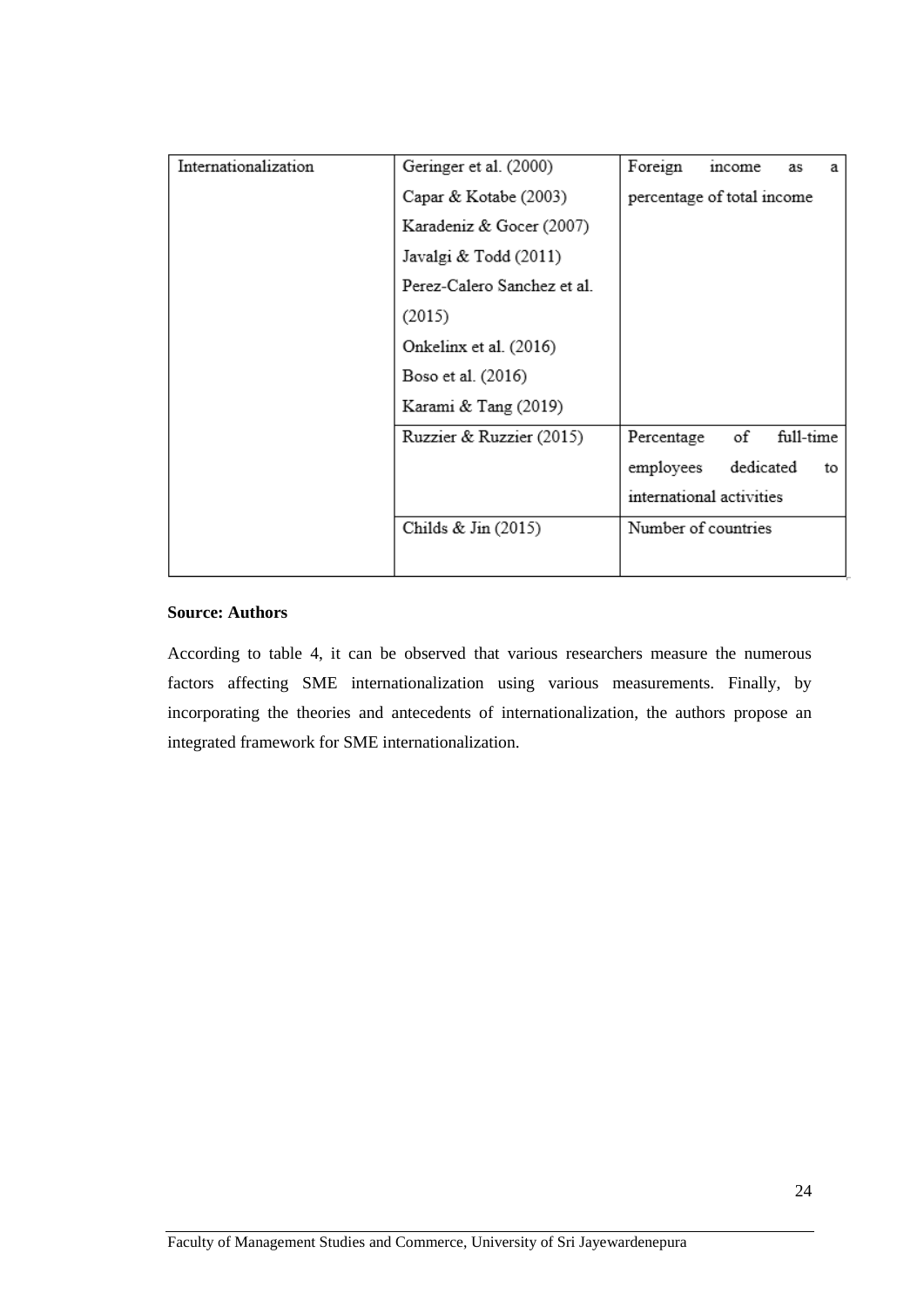| | | |
|---|---|---|
| Internationalization | Geringer et al. (2000) Capar & Kotabe (2003) Karadeniz & Gocer (2007) Javalgi & Todd (2011) Perez-Calero Sanchez et al. (2015) Onkelinx et al. (2016) Boso et al. (2016) Karami & Tang (2019) | Foreign income as a percentage of total income |
| | Ruzzier & Ruzzier (2015) | Percentage of full-time employees dedicated to international activities |
| | Childs & Jin (2015) | Number of countries |

**Source: Authors**

According to table 4, it can be observed that various researchers measure the numerous factors affecting SME internationalization using various measurements. Finally, by incorporating the theories and antecedents of internationalization, the authors propose an integrated framework for SME internationalization.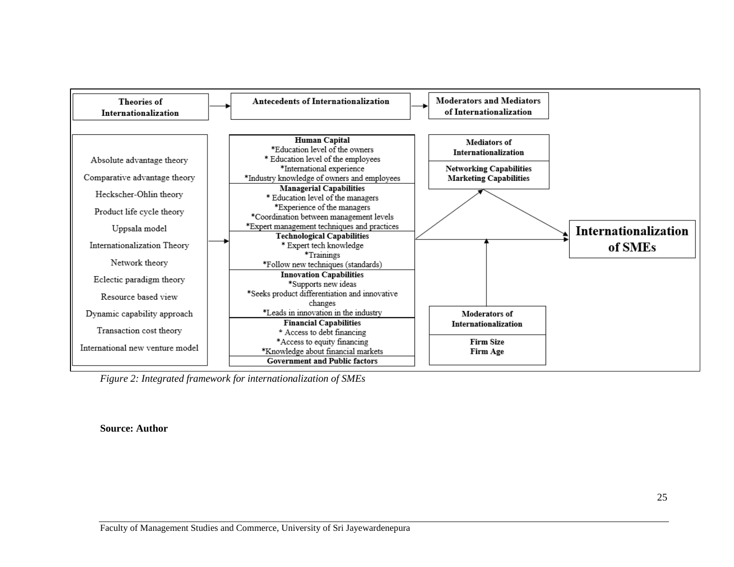Theories of Internationalization

Antecedents of Internationalization

Moderators and Mediators of Internationalization

Absolute advantage theory
Comparative advantage theory
Heckscher-Ohlin theory
Product life cycle theory
Uppsala model
Internationalization Theory
Network theory
Eclectic paradigm theory
Resource based view
Dynamic capability approach
Transaction cost theory
International new venture model

Human Capital
*Education level of the owners
* Education level of the employees
*International experience
*Industry knowledge of owners and employees

Managerial Capabilities
* Education level of the managers
*Experience of the managers
*Coordination between management levels
*Expert management techniques and practices

Technological Capabilities
* Expert tech knowledge
*Trainings
*Follow new techniques (standards)

Innovation Capabilities
*Supports new ideas
*Seeks product differentiation and innovative changes
*Leads in innovation in the industry

Financial Capabilities
* Access to debt financing
*Access to equity financing
*Knowledge about financial markets

Government and Public factors

Mediators of Internationalization

Networking Capabilities
Marketing Capabilities

Internationalization of SMEs

Moderators of Internationalization

Firm Size
Firm Age

*Figure 2: Integrated framework for internationalization of SMEs*

**Source: Author**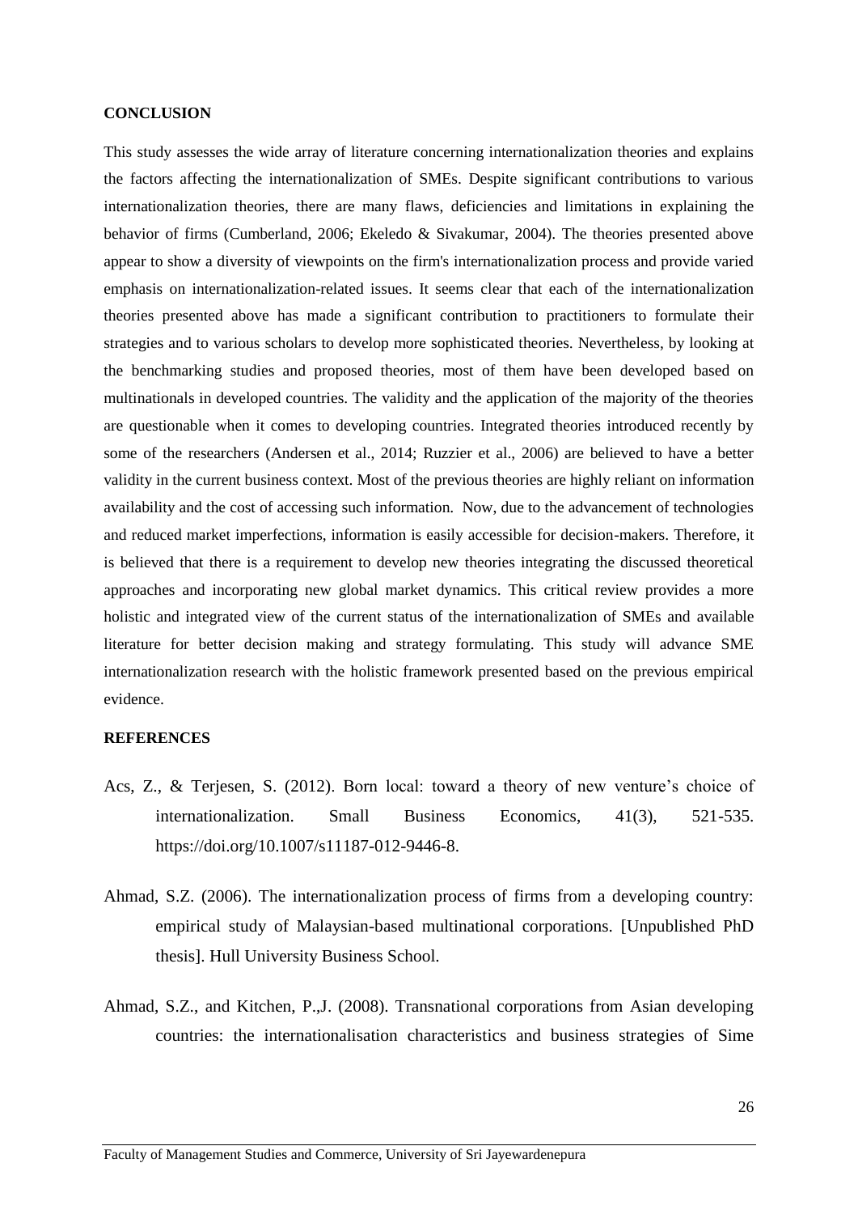## CONCLUSION

This study assesses the wide array of literature concerning internationalization theories and explains the factors affecting the internationalization of SMEs. Despite significant contributions to various internationalization theories, there are many flaws, deficiencies and limitations in explaining the behavior of firms (Cumberland, 2006; Ekeledo & Sivakumar, 2004). The theories presented above appear to show a diversity of viewpoints on the firm's internationalization process and provide varied emphasis on internationalization-related issues. It seems clear that each of the internationalization theories presented above has made a significant contribution to practitioners to formulate their strategies and to various scholars to develop more sophisticated theories. Nevertheless, by looking at the benchmarking studies and proposed theories, most of them have been developed based on multinationals in developed countries. The validity and the application of the majority of the theories are questionable when it comes to developing countries. Integrated theories introduced recently by some of the researchers (Andersen et al., 2014; Ruzzier et al., 2006) are believed to have a better validity in the current business context. Most of the previous theories are highly reliant on information availability and the cost of accessing such information. Now, due to the advancement of technologies and reduced market imperfections, information is easily accessible for decision-makers. Therefore, it is believed that there is a requirement to develop new theories integrating the discussed theoretical approaches and incorporating new global market dynamics. This critical review provides a more holistic and integrated view of the current status of the internationalization of SMEs and available literature for better decision making and strategy formulating. This study will advance SME internationalization research with the holistic framework presented based on the previous empirical evidence.

## REFERENCES

Acs, Z., & Terjesen, S. (2012). Born local: toward a theory of new venture's choice of internationalization. Small Business Economics, 41(3), 521-535. https://doi.org/10.1007/s11187-012-9446-8.

Ahmad, S.Z. (2006). The internationalization process of firms from a developing country: empirical study of Malaysian-based multinational corporations. [Unpublished PhD thesis]. Hull University Business School.

Ahmad, S.Z., and Kitchen, P.,J. (2008). Transnational corporations from Asian developing countries: the internationalisation characteristics and business strategies of Sime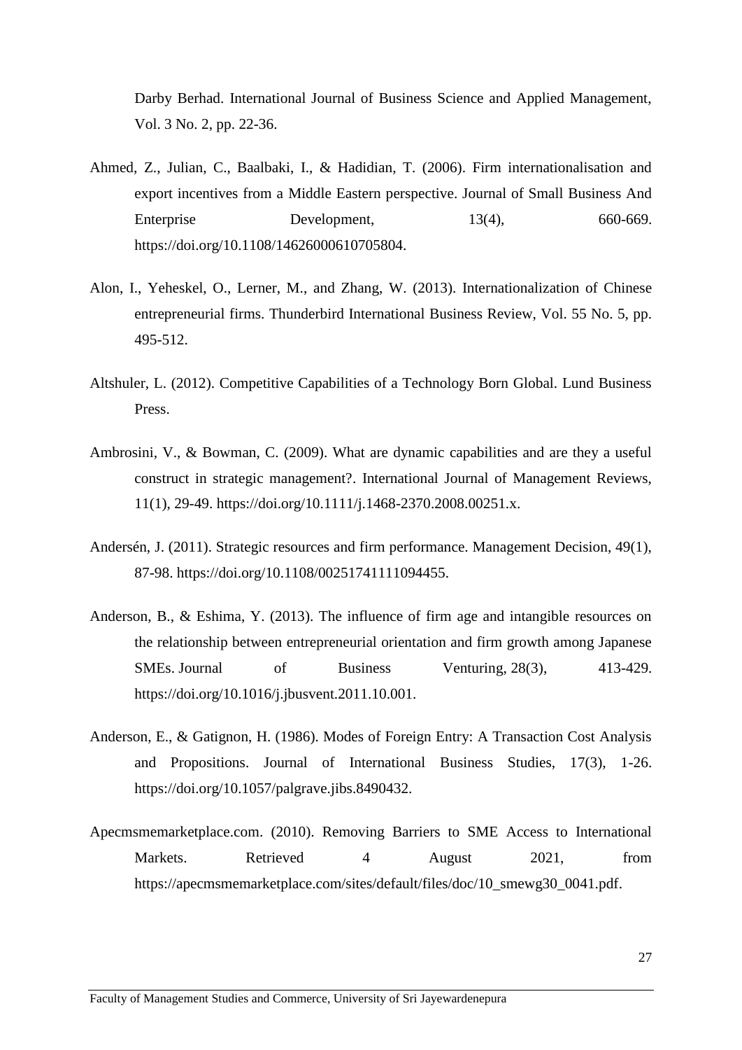Darby Berhad. International Journal of Business Science and Applied Management, Vol. 3 No. 2, pp. 22-36.

Ahmed, Z., Julian, C., Baalbaki, I., & Hadidian, T. (2006). Firm internationalisation and export incentives from a Middle Eastern perspective. Journal of Small Business And Enterprise Development, 13(4), 660-669. https://doi.org/10.1108/14626000610705804.

Alon, I., Yeheskel, O., Lerner, M., and Zhang, W. (2013). Internationalization of Chinese entrepreneurial firms. Thunderbird International Business Review, Vol. 55 No. 5, pp. 495-512.

Altshuler, L. (2012). Competitive Capabilities of a Technology Born Global. Lund Business Press.

Ambrosini, V., & Bowman, C. (2009). What are dynamic capabilities and are they a useful construct in strategic management?. International Journal of Management Reviews, 11(1), 29-49. https://doi.org/10.1111/j.1468-2370.2008.00251.x.

Andersén, J. (2011). Strategic resources and firm performance. Management Decision, 49(1), 87-98. https://doi.org/10.1108/00251741111094455.

Anderson, B., & Eshima, Y. (2013). The influence of firm age and intangible resources on the relationship between entrepreneurial orientation and firm growth among Japanese SMEs. Journal of Business Venturing, 28(3), 413-429. https://doi.org/10.1016/j.jbusvent.2011.10.001.

Anderson, E., & Gatignon, H. (1986). Modes of Foreign Entry: A Transaction Cost Analysis and Propositions. Journal of International Business Studies, 17(3), 1-26. https://doi.org/10.1057/palgrave.jibs.8490432.

Apecmsmemarketplace.com. (2010). Removing Barriers to SME Access to International Markets. Retrieved 4 August 2021, from https://apecmsmemarketplace.com/sites/default/files/doc/10_smewg30_0041.pdf.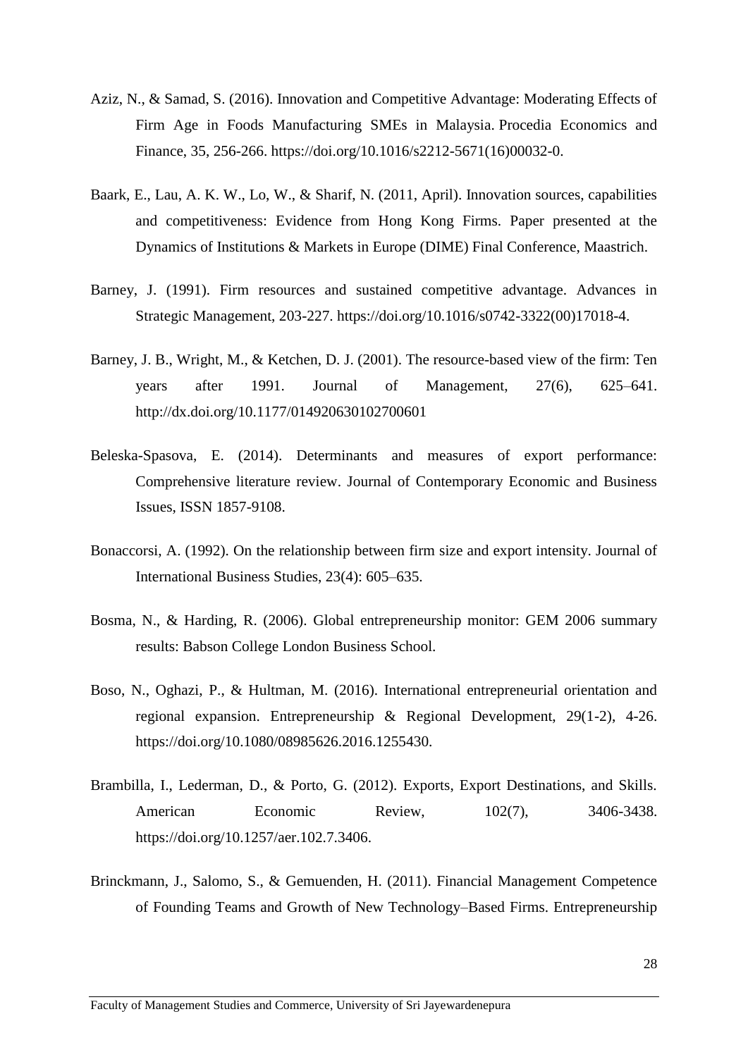Aziz, N., & Samad, S. (2016). Innovation and Competitive Advantage: Moderating Effects of Firm Age in Foods Manufacturing SMEs in Malaysia. Procedia Economics and Finance, 35, 256-266. https://doi.org/10.1016/s2212-5671(16)00032-0.

Baark, E., Lau, A. K. W., Lo, W., & Sharif, N. (2011, April). Innovation sources, capabilities and competitiveness: Evidence from Hong Kong Firms. Paper presented at the Dynamics of Institutions & Markets in Europe (DIME) Final Conference, Maastrich.

Barney, J. (1991). Firm resources and sustained competitive advantage. Advances in Strategic Management, 203-227. https://doi.org/10.1016/s0742-3322(00)17018-4.

Barney, J. B., Wright, M., & Ketchen, D. J. (2001). The resource-based view of the firm: Ten years after 1991. Journal of Management, 27(6), 625–641. http://dx.doi.org/10.1177/014920630102700601

Beleska-Spasova, E. (2014). Determinants and measures of export performance: Comprehensive literature review. Journal of Contemporary Economic and Business Issues, ISSN 1857-9108.

Bonaccorsi, A. (1992). On the relationship between firm size and export intensity. Journal of International Business Studies, 23(4): 605–635.

Bosma, N., & Harding, R. (2006). Global entrepreneurship monitor: GEM 2006 summary results: Babson College London Business School.

Boso, N., Oghazi, P., & Hultman, M. (2016). International entrepreneurial orientation and regional expansion. Entrepreneurship & Regional Development, 29(1-2), 4-26. https://doi.org/10.1080/08985626.2016.1255430.

Brambilla, I., Lederman, D., & Porto, G. (2012). Exports, Export Destinations, and Skills. American Economic Review, 102(7), 3406-3438. https://doi.org/10.1257/aer.102.7.3406.

Brinckmann, J., Salomo, S., & Gemuenden, H. (2011). Financial Management Competence of Founding Teams and Growth of New Technology–Based Firms. Entrepreneurship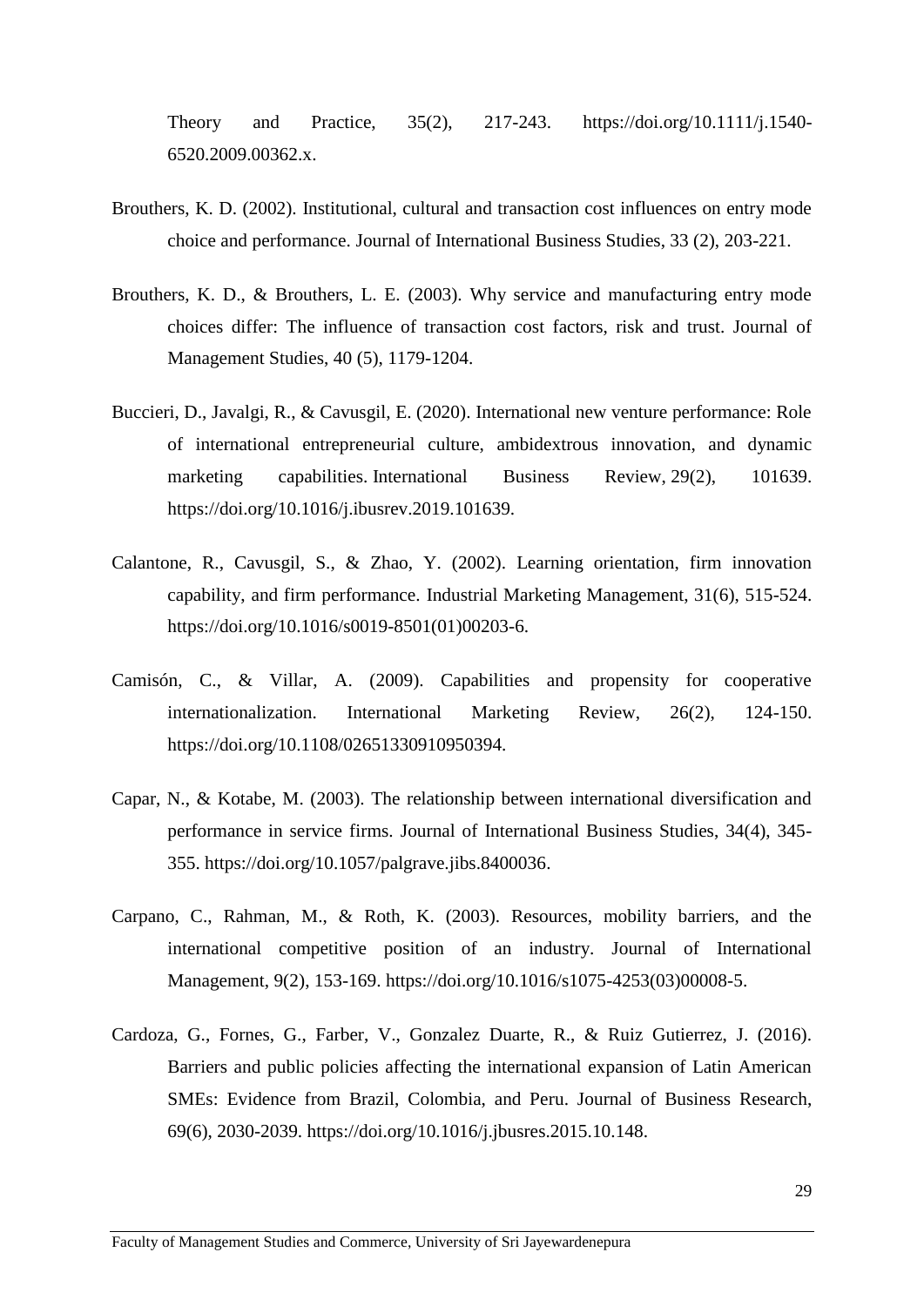Theory and Practice, 35(2), 217-243. https://doi.org/10.1111/j.1540-6520.2009.00362.x.

Brouthers, K. D. (2002). Institutional, cultural and transaction cost influences on entry mode choice and performance. Journal of International Business Studies, 33 (2), 203-221.

Brouthers, K. D., & Brouthers, L. E. (2003). Why service and manufacturing entry mode choices differ: The influence of transaction cost factors, risk and trust. Journal of Management Studies, 40 (5), 1179-1204.

Buccieri, D., Javalgi, R., & Cavusgil, E. (2020). International new venture performance: Role of international entrepreneurial culture, ambidextrous innovation, and dynamic marketing capabilities. International Business Review, 29(2), 101639. https://doi.org/10.1016/j.ibusrev.2019.101639.

Calantone, R., Cavusgil, S., & Zhao, Y. (2002). Learning orientation, firm innovation capability, and firm performance. Industrial Marketing Management, 31(6), 515-524. https://doi.org/10.1016/s0019-8501(01)00203-6.

Camisón, C., & Villar, A. (2009). Capabilities and propensity for cooperative internationalization. International Marketing Review, 26(2), 124-150. https://doi.org/10.1108/02651330910950394.

Capar, N., & Kotabe, M. (2003). The relationship between international diversification and performance in service firms. Journal of International Business Studies, 34(4), 345-355. https://doi.org/10.1057/palgrave.jibs.8400036.

Carpano, C., Rahman, M., & Roth, K. (2003). Resources, mobility barriers, and the international competitive position of an industry. Journal of International Management, 9(2), 153-169. https://doi.org/10.1016/s1075-4253(03)00008-5.

Cardoza, G., Fornes, G., Farber, V., Gonzalez Duarte, R., & Ruiz Gutierrez, J. (2016). Barriers and public policies affecting the international expansion of Latin American SMEs: Evidence from Brazil, Colombia, and Peru. Journal of Business Research, 69(6), 2030-2039. https://doi.org/10.1016/j.jbusres.2015.10.148.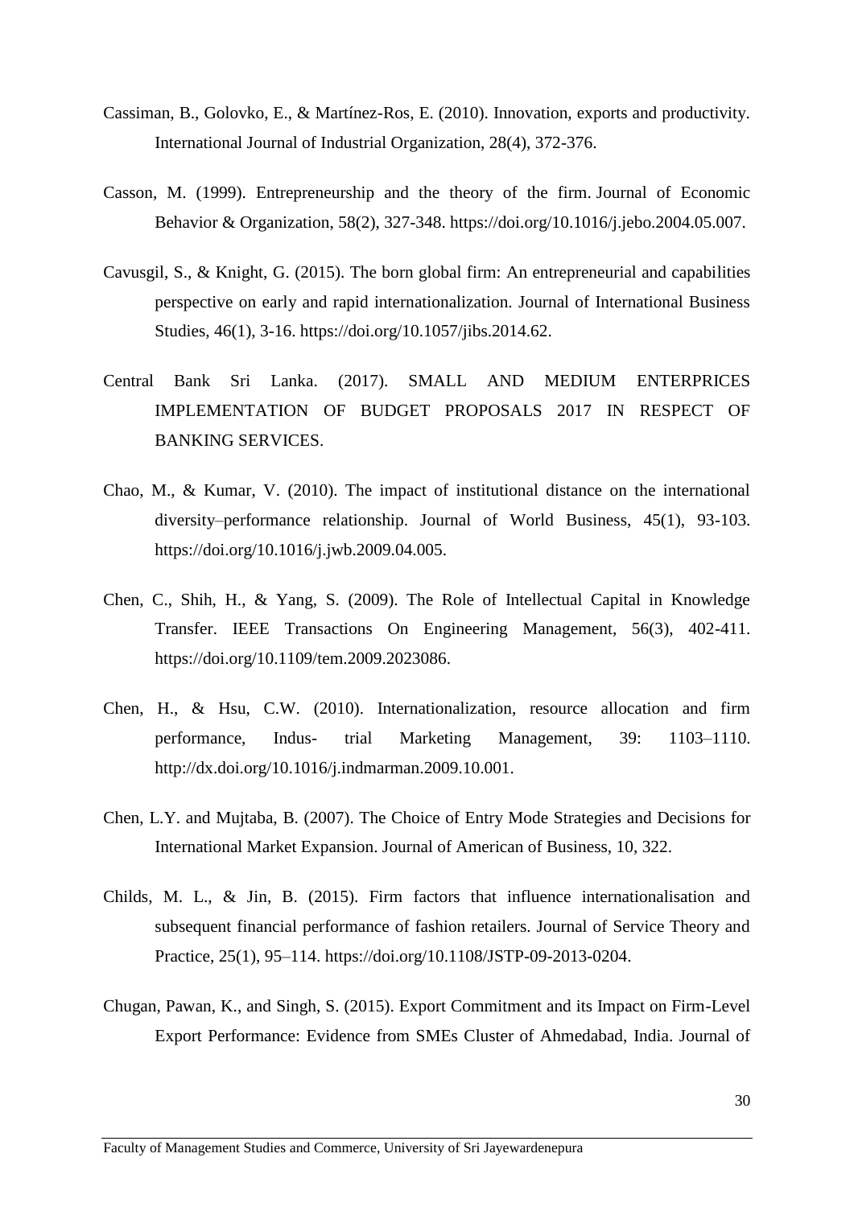Cassiman, B., Golovko, E., & Martínez-Ros, E. (2010). Innovation, exports and productivity. International Journal of Industrial Organization, 28(4), 372-376.

Casson, M. (1999). Entrepreneurship and the theory of the firm. Journal of Economic Behavior & Organization, 58(2), 327-348. https://doi.org/10.1016/j.jebo.2004.05.007.

Cavusgil, S., & Knight, G. (2015). The born global firm: An entrepreneurial and capabilities perspective on early and rapid internationalization. Journal of International Business Studies, 46(1), 3-16. https://doi.org/10.1057/jibs.2014.62.

Central Bank Sri Lanka. (2017). SMALL AND MEDIUM ENTERPRICES IMPLEMENTATION OF BUDGET PROPOSALS 2017 IN RESPECT OF BANKING SERVICES.

Chao, M., & Kumar, V. (2010). The impact of institutional distance on the international diversity–performance relationship. Journal of World Business, 45(1), 93-103. https://doi.org/10.1016/j.jwb.2009.04.005.

Chen, C., Shih, H., & Yang, S. (2009). The Role of Intellectual Capital in Knowledge Transfer. IEEE Transactions On Engineering Management, 56(3), 402-411. https://doi.org/10.1109/tem.2009.2023086.

Chen, H., & Hsu, C.W. (2010). Internationalization, resource allocation and firm performance, Indus- trial Marketing Management, 39: 1103–1110. http://dx.doi.org/10.1016/j.indmarman.2009.10.001.

Chen, L.Y. and Mujtaba, B. (2007). The Choice of Entry Mode Strategies and Decisions for International Market Expansion. Journal of American of Business, 10, 322.

Childs, M. L., & Jin, B. (2015). Firm factors that influence internationalisation and subsequent financial performance of fashion retailers. Journal of Service Theory and Practice, 25(1), 95–114. https://doi.org/10.1108/JSTP-09-2013-0204.

Chugan, Pawan, K., and Singh, S. (2015). Export Commitment and its Impact on Firm-Level Export Performance: Evidence from SMEs Cluster of Ahmedabad, India. Journal of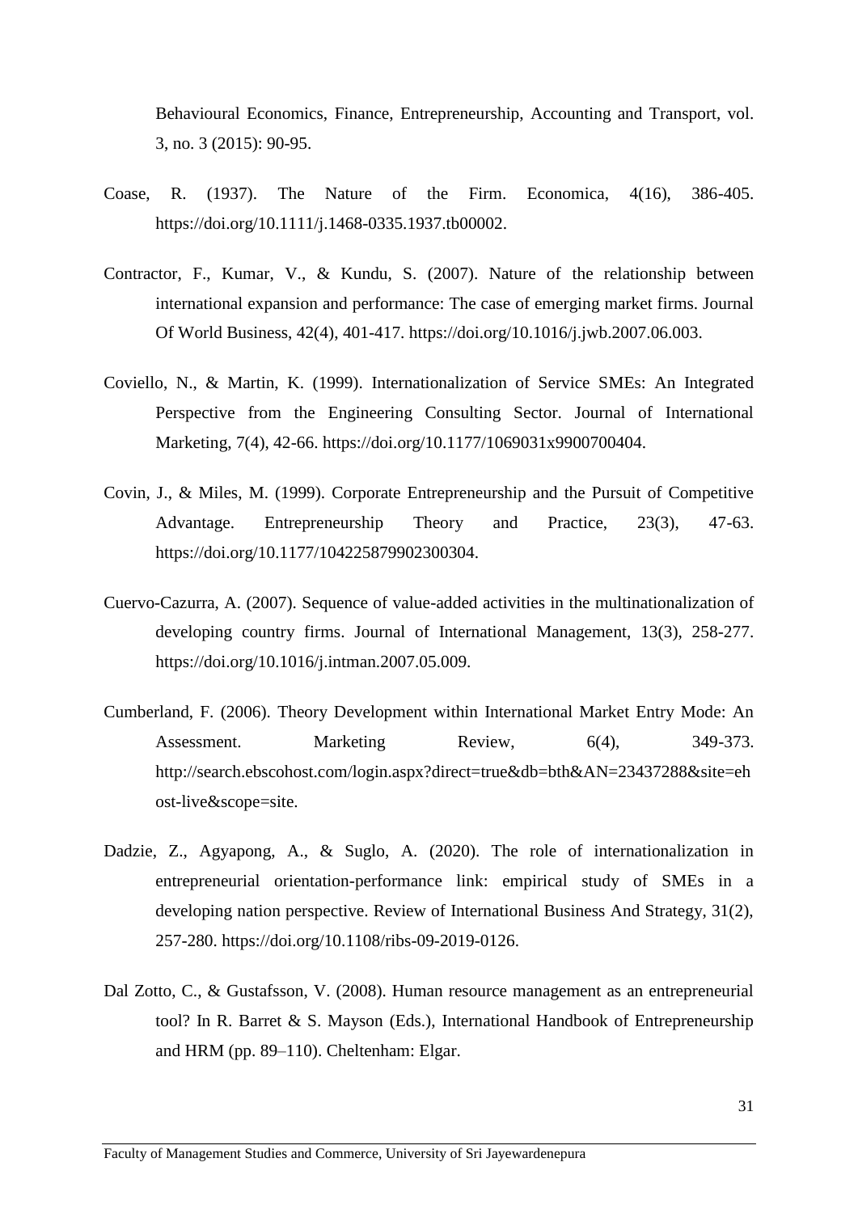Behavioural Economics, Finance, Entrepreneurship, Accounting and Transport, vol. 3, no. 3 (2015): 90-95.

Coase, R. (1937). The Nature of the Firm. Economica, 4(16), 386-405. https://doi.org/10.1111/j.1468-0335.1937.tb00002.

Contractor, F., Kumar, V., & Kundu, S. (2007). Nature of the relationship between international expansion and performance: The case of emerging market firms. Journal Of World Business, 42(4), 401-417. https://doi.org/10.1016/j.jwb.2007.06.003.

Coviello, N., & Martin, K. (1999). Internationalization of Service SMEs: An Integrated Perspective from the Engineering Consulting Sector. Journal of International Marketing, 7(4), 42-66. https://doi.org/10.1177/1069031x9900700404.

Covin, J., & Miles, M. (1999). Corporate Entrepreneurship and the Pursuit of Competitive Advantage. Entrepreneurship Theory and Practice, 23(3), 47-63. https://doi.org/10.1177/104225879902300304.

Cuervo-Cazurra, A. (2007). Sequence of value-added activities in the multinationalization of developing country firms. Journal of International Management, 13(3), 258-277. https://doi.org/10.1016/j.intman.2007.05.009.

Cumberland, F. (2006). Theory Development within International Market Entry Mode: An Assessment. Marketing Review, 6(4), 349-373. http://search.ebscohost.com/login.aspx?direct=true&db=bth&AN=23437288&site=ehost-live&scope=site.

Dadzie, Z., Agyapong, A., & Suglo, A. (2020). The role of internationalization in entrepreneurial orientation-performance link: empirical study of SMEs in a developing nation perspective. Review of International Business And Strategy, 31(2), 257-280. https://doi.org/10.1108/ribs-09-2019-0126.

Dal Zotto, C., & Gustafsson, V. (2008). Human resource management as an entrepreneurial tool? In R. Barret & S. Mayson (Eds.), International Handbook of Entrepreneurship and HRM (pp. 89–110). Cheltenham: Elgar.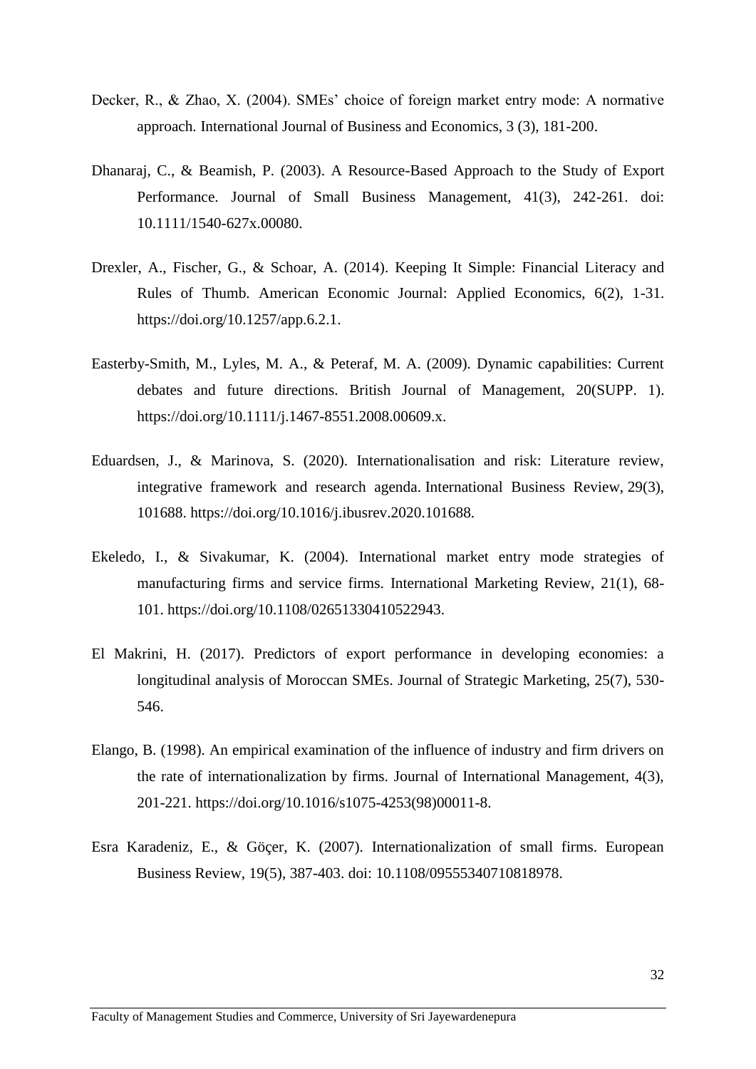Decker, R., & Zhao, X. (2004). SMEs' choice of foreign market entry mode: A normative approach. International Journal of Business and Economics, 3 (3), 181-200.

Dhanaraj, C., & Beamish, P. (2003). A Resource-Based Approach to the Study of Export Performance. Journal of Small Business Management, 41(3), 242-261. doi: 10.1111/1540-627x.00080.

Drexler, A., Fischer, G., & Schoar, A. (2014). Keeping It Simple: Financial Literacy and Rules of Thumb. American Economic Journal: Applied Economics, 6(2), 1-31. https://doi.org/10.1257/app.6.2.1.

Easterby-Smith, M., Lyles, M. A., & Peteraf, M. A. (2009). Dynamic capabilities: Current debates and future directions. British Journal of Management, 20(SUPP. 1). https://doi.org/10.1111/j.1467-8551.2008.00609.x.

Eduardsen, J., & Marinova, S. (2020). Internationalisation and risk: Literature review, integrative framework and research agenda. International Business Review, 29(3), 101688. https://doi.org/10.1016/j.ibusrev.2020.101688.

Ekeledo, I., & Sivakumar, K. (2004). International market entry mode strategies of manufacturing firms and service firms. International Marketing Review, 21(1), 68-101. https://doi.org/10.1108/02651330410522943.

El Makrini, H. (2017). Predictors of export performance in developing economies: a longitudinal analysis of Moroccan SMEs. Journal of Strategic Marketing, 25(7), 530-546.

Elango, B. (1998). An empirical examination of the influence of industry and firm drivers on the rate of internationalization by firms. Journal of International Management, 4(3), 201-221. https://doi.org/10.1016/s1075-4253(98)00011-8.

Esra Karadeniz, E., & Göçer, K. (2007). Internationalization of small firms. European Business Review, 19(5), 387-403. doi: 10.1108/09555340710818978.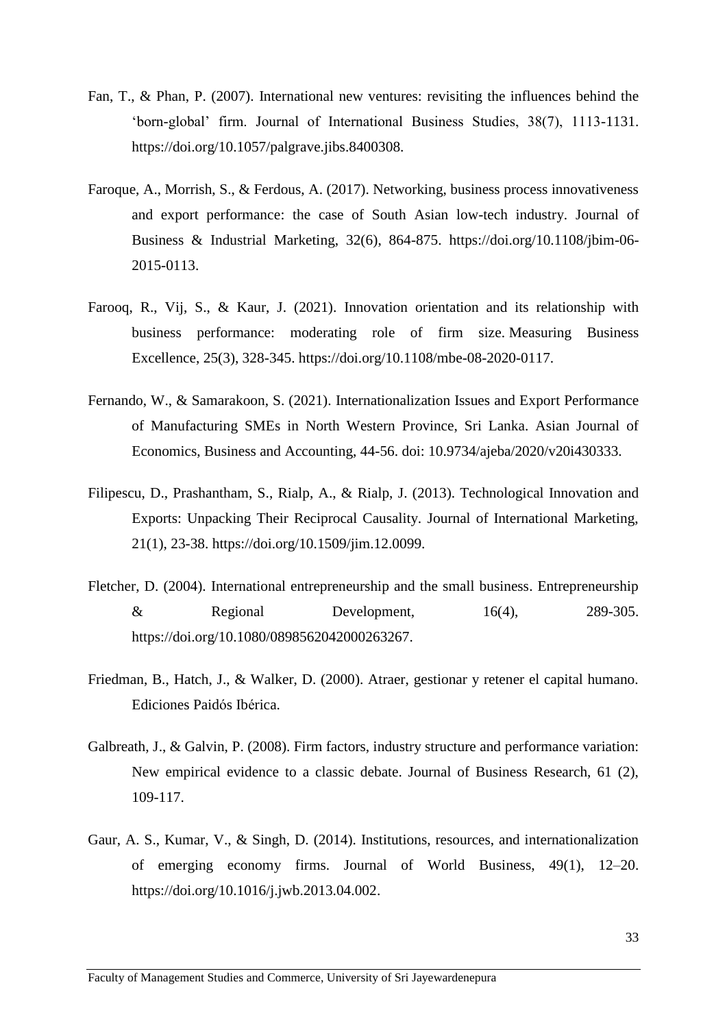Fan, T., & Phan, P. (2007). International new ventures: revisiting the influences behind the 'born-global' firm. Journal of International Business Studies, 38(7), 1113-1131. https://doi.org/10.1057/palgrave.jibs.8400308.

Faroque, A., Morrish, S., & Ferdous, A. (2017). Networking, business process innovativeness and export performance: the case of South Asian low-tech industry. Journal of Business & Industrial Marketing, 32(6), 864-875. https://doi.org/10.1108/jbim-06-2015-0113.

Farooq, R., Vij, S., & Kaur, J. (2021). Innovation orientation and its relationship with business performance: moderating role of firm size. Measuring Business Excellence, 25(3), 328-345. https://doi.org/10.1108/mbe-08-2020-0117.

Fernando, W., & Samarakoon, S. (2021). Internationalization Issues and Export Performance of Manufacturing SMEs in North Western Province, Sri Lanka. Asian Journal of Economics, Business and Accounting, 44-56. doi: 10.9734/ajeba/2020/v20i430333.

Filipescu, D., Prashantham, S., Rialp, A., & Rialp, J. (2013). Technological Innovation and Exports: Unpacking Their Reciprocal Causality. Journal of International Marketing, 21(1), 23-38. https://doi.org/10.1509/jim.12.0099.

Fletcher, D. (2004). International entrepreneurship and the small business. Entrepreneurship & Regional Development, 16(4), 289-305. https://doi.org/10.1080/0898562042000263267.

Friedman, B., Hatch, J., & Walker, D. (2000). Atraer, gestionar y retener el capital humano. Ediciones Paidós Ibérica.

Galbreath, J., & Galvin, P. (2008). Firm factors, industry structure and performance variation: New empirical evidence to a classic debate. Journal of Business Research, 61 (2), 109-117.

Gaur, A. S., Kumar, V., & Singh, D. (2014). Institutions, resources, and internationalization of emerging economy firms. Journal of World Business, 49(1), 12–20. https://doi.org/10.1016/j.jwb.2013.04.002.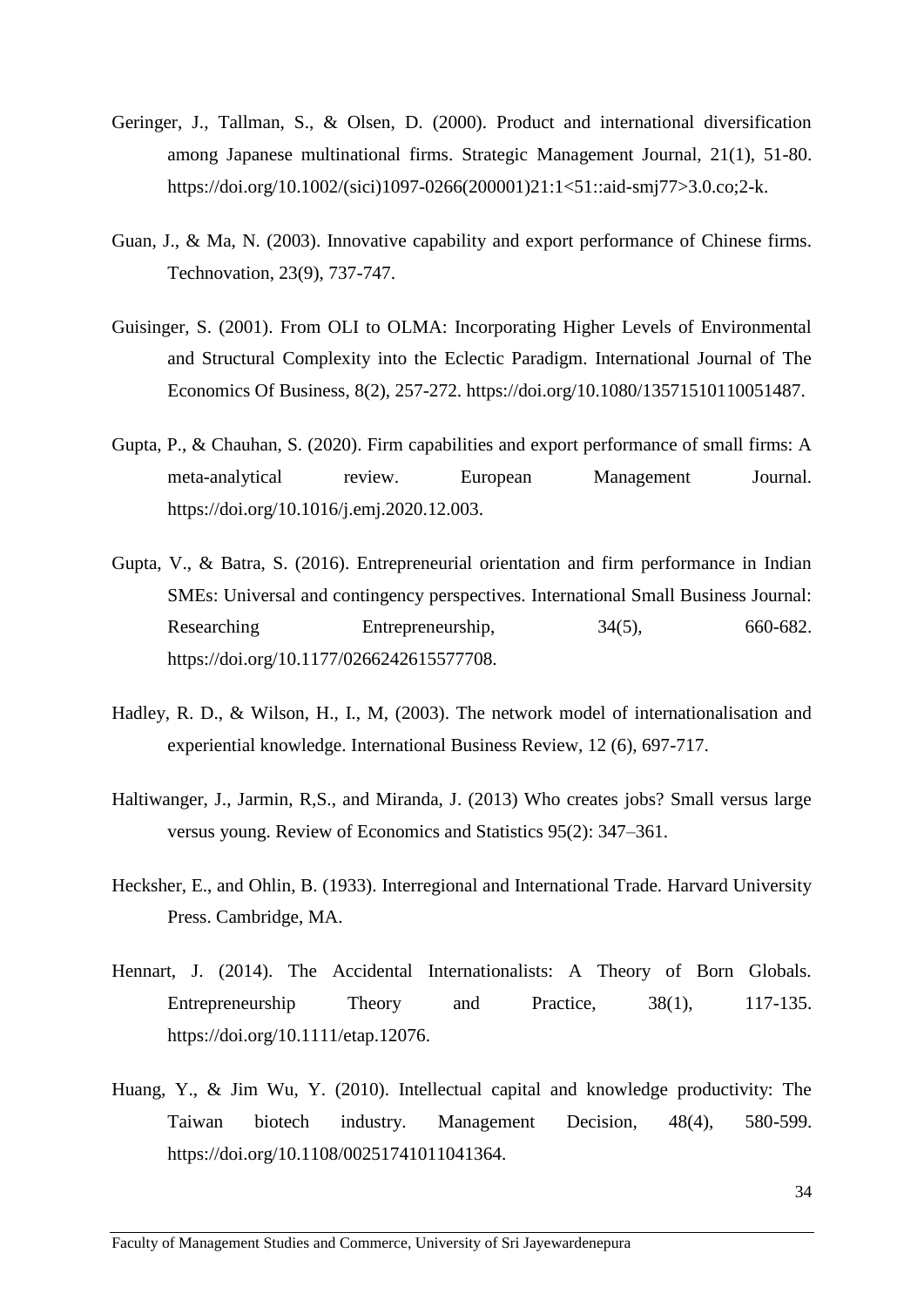Geringer, J., Tallman, S., & Olsen, D. (2000). Product and international diversification among Japanese multinational firms. Strategic Management Journal, 21(1), 51-80. https://doi.org/10.1002/(sici)1097-0266(200001)21:1<51::aid-smj77>3.0.co;2-k.

Guan, J., & Ma, N. (2003). Innovative capability and export performance of Chinese firms. Technovation, 23(9), 737-747.

Guisinger, S. (2001). From OLI to OLMA: Incorporating Higher Levels of Environmental and Structural Complexity into the Eclectic Paradigm. International Journal of The Economics Of Business, 8(2), 257-272. https://doi.org/10.1080/13571510110051487.

Gupta, P., & Chauhan, S. (2020). Firm capabilities and export performance of small firms: A meta-analytical review. European Management Journal. https://doi.org/10.1016/j.emj.2020.12.003.

Gupta, V., & Batra, S. (2016). Entrepreneurial orientation and firm performance in Indian SMEs: Universal and contingency perspectives. International Small Business Journal: Researching Entrepreneurship, 34(5), 660-682. https://doi.org/10.1177/0266242615577708.

Hadley, R. D., & Wilson, H., I., M, (2003). The network model of internationalisation and experiential knowledge. International Business Review, 12 (6), 697-717.

Haltiwanger, J., Jarmin, R,S., and Miranda, J. (2013) Who creates jobs? Small versus large versus young. Review of Economics and Statistics 95(2): 347–361.

Hecksher, E., and Ohlin, B. (1933). Interregional and International Trade. Harvard University Press. Cambridge, MA.

Hennart, J. (2014). The Accidental Internationalists: A Theory of Born Globals. Entrepreneurship Theory and Practice, 38(1), 117-135. https://doi.org/10.1111/etap.12076.

Huang, Y., & Jim Wu, Y. (2010). Intellectual capital and knowledge productivity: The Taiwan biotech industry. Management Decision, 48(4), 580-599. https://doi.org/10.1108/00251741011041364.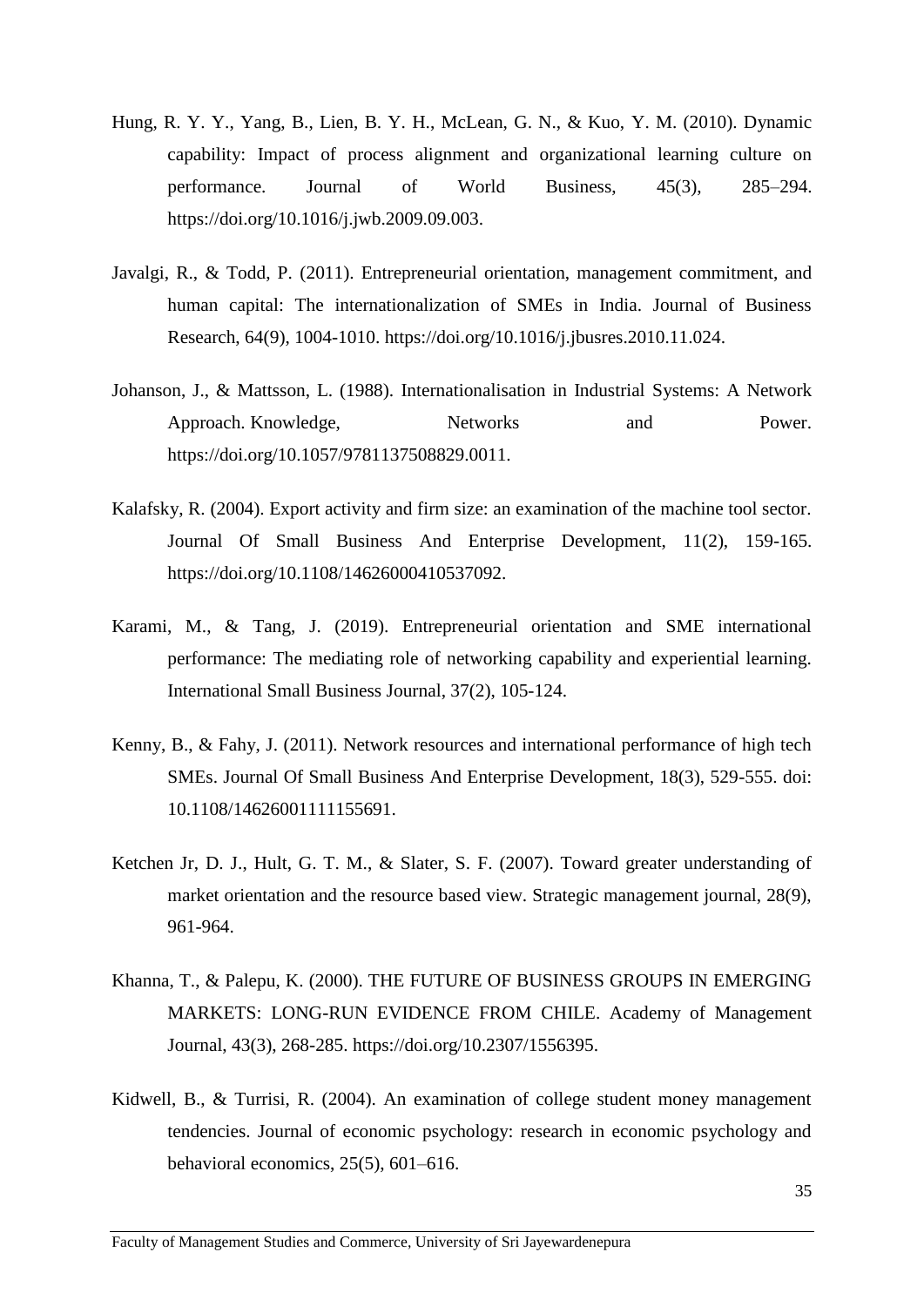Hung, R. Y. Y., Yang, B., Lien, B. Y. H., McLean, G. N., & Kuo, Y. M. (2010). Dynamic capability: Impact of process alignment and organizational learning culture on performance. Journal of World Business, 45(3), 285–294. https://doi.org/10.1016/j.jwb.2009.09.003.

Javalgi, R., & Todd, P. (2011). Entrepreneurial orientation, management commitment, and human capital: The internationalization of SMEs in India. Journal of Business Research, 64(9), 1004-1010. https://doi.org/10.1016/j.jbusres.2010.11.024.

Johanson, J., & Mattsson, L. (1988). Internationalisation in Industrial Systems: A Network Approach. Knowledge, Networks and Power. https://doi.org/10.1057/9781137508829.0011.

Kalafsky, R. (2004). Export activity and firm size: an examination of the machine tool sector. Journal Of Small Business And Enterprise Development, 11(2), 159-165. https://doi.org/10.1108/14626000410537092.

Karami, M., & Tang, J. (2019). Entrepreneurial orientation and SME international performance: The mediating role of networking capability and experiential learning. International Small Business Journal, 37(2), 105-124.

Kenny, B., & Fahy, J. (2011). Network resources and international performance of high tech SMEs. Journal Of Small Business And Enterprise Development, 18(3), 529-555. doi: 10.1108/14626001111155691.

Ketchen Jr, D. J., Hult, G. T. M., & Slater, S. F. (2007). Toward greater understanding of market orientation and the resource based view. Strategic management journal, 28(9), 961-964.

Khanna, T., & Palepu, K. (2000). THE FUTURE OF BUSINESS GROUPS IN EMERGING MARKETS: LONG-RUN EVIDENCE FROM CHILE. Academy of Management Journal, 43(3), 268-285. https://doi.org/10.2307/1556395.

Kidwell, B., & Turrisi, R. (2004). An examination of college student money management tendencies. Journal of economic psychology: research in economic psychology and behavioral economics, 25(5), 601–616.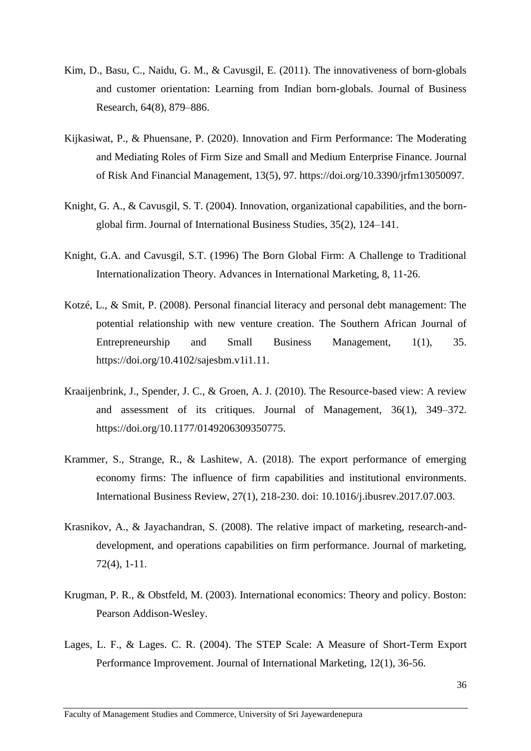Kim, D., Basu, C., Naidu, G. M., & Cavusgil, E. (2011). The innovativeness of born-globals and customer orientation: Learning from Indian born-globals. Journal of Business Research, 64(8), 879–886.

Kijkasiwat, P., & Phuensane, P. (2020). Innovation and Firm Performance: The Moderating and Mediating Roles of Firm Size and Small and Medium Enterprise Finance. Journal of Risk And Financial Management, 13(5), 97. https://doi.org/10.3390/jrfm13050097.

Knight, G. A., & Cavusgil, S. T. (2004). Innovation, organizational capabilities, and the born-global firm. Journal of International Business Studies, 35(2), 124–141.

Knight, G.A. and Cavusgil, S.T. (1996) The Born Global Firm: A Challenge to Traditional Internationalization Theory. Advances in International Marketing, 8, 11-26.

Kotzé, L., & Smit, P. (2008). Personal financial literacy and personal debt management: The potential relationship with new venture creation. The Southern African Journal of Entrepreneurship and Small Business Management, 1(1), 35. https://doi.org/10.4102/sajesbm.v1i1.11.

Kraaijenbrink, J., Spender, J. C., & Groen, A. J. (2010). The Resource-based view: A review and assessment of its critiques. Journal of Management, 36(1), 349–372. https://doi.org/10.1177/0149206309350775.

Krammer, S., Strange, R., & Lashitew, A. (2018). The export performance of emerging economy firms: The influence of firm capabilities and institutional environments. International Business Review, 27(1), 218-230. doi: 10.1016/j.ibusrev.2017.07.003.

Krasnikov, A., & Jayachandran, S. (2008). The relative impact of marketing, research-and-development, and operations capabilities on firm performance. Journal of marketing, 72(4), 1-11.

Krugman, P. R., & Obstfeld, M. (2003). International economics: Theory and policy. Boston: Pearson Addison-Wesley.

Lages, L. F., & Lages. C. R. (2004). The STEP Scale: A Measure of Short-Term Export Performance Improvement. Journal of International Marketing, 12(1), 36-56.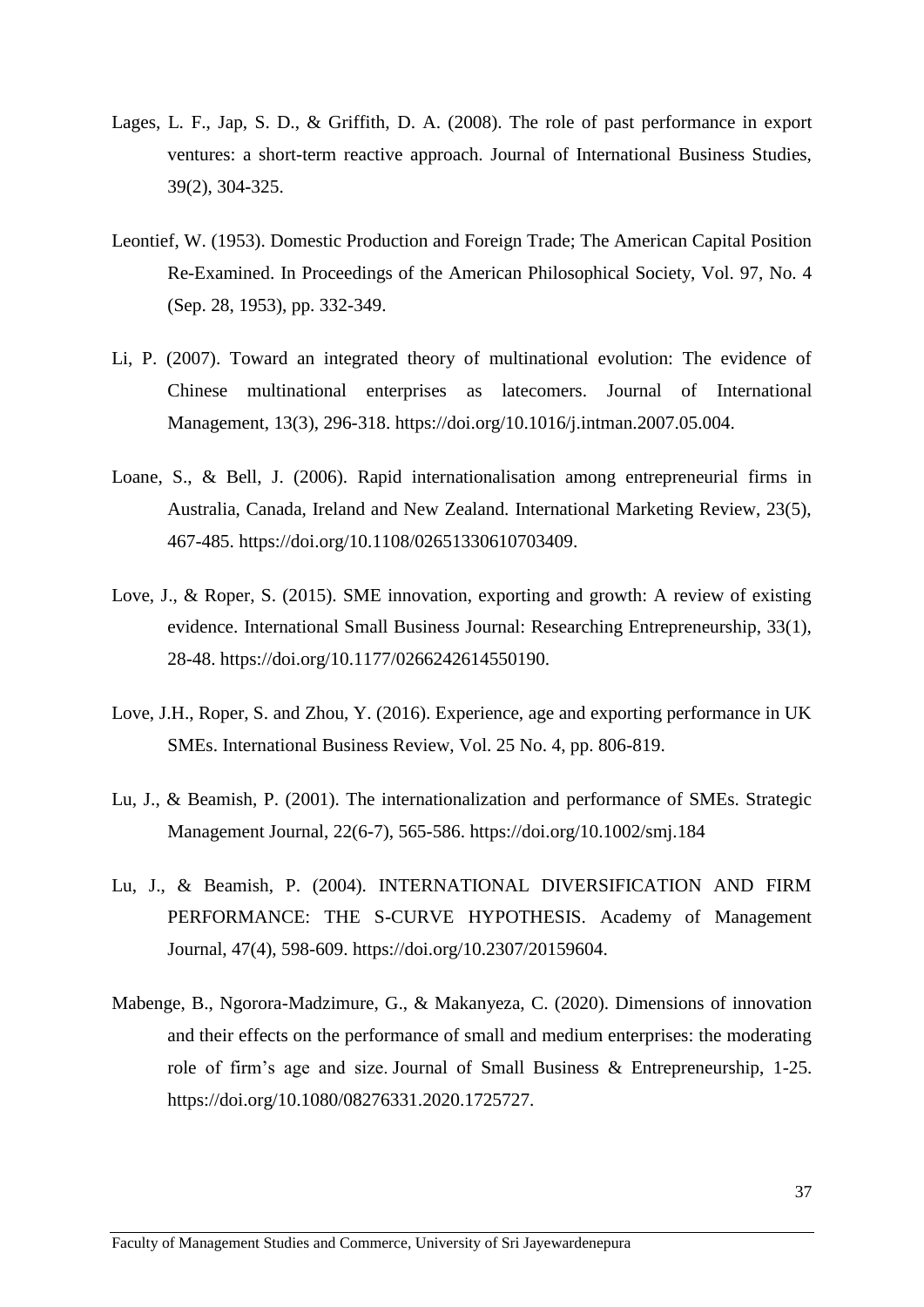Lages, L. F., Jap, S. D., & Griffith, D. A. (2008). The role of past performance in export ventures: a short-term reactive approach. Journal of International Business Studies, 39(2), 304-325.

Leontief, W. (1953). Domestic Production and Foreign Trade; The American Capital Position Re-Examined. In Proceedings of the American Philosophical Society, Vol. 97, No. 4 (Sep. 28, 1953), pp. 332-349.

Li, P. (2007). Toward an integrated theory of multinational evolution: The evidence of Chinese multinational enterprises as latecomers. Journal of International Management, 13(3), 296-318. https://doi.org/10.1016/j.intman.2007.05.004.

Loane, S., & Bell, J. (2006). Rapid internationalisation among entrepreneurial firms in Australia, Canada, Ireland and New Zealand. International Marketing Review, 23(5), 467-485. https://doi.org/10.1108/02651330610703409.

Love, J., & Roper, S. (2015). SME innovation, exporting and growth: A review of existing evidence. International Small Business Journal: Researching Entrepreneurship, 33(1), 28-48. https://doi.org/10.1177/0266242614550190.

Love, J.H., Roper, S. and Zhou, Y. (2016). Experience, age and exporting performance in UK SMEs. International Business Review, Vol. 25 No. 4, pp. 806-819.

Lu, J., & Beamish, P. (2001). The internationalization and performance of SMEs. Strategic Management Journal, 22(6-7), 565-586. https://doi.org/10.1002/smj.184

Lu, J., & Beamish, P. (2004). INTERNATIONAL DIVERSIFICATION AND FIRM PERFORMANCE: THE S-CURVE HYPOTHESIS. Academy of Management Journal, 47(4), 598-609. https://doi.org/10.2307/20159604.

Mabenge, B., Ngorora-Madzimure, G., & Makanyeza, C. (2020). Dimensions of innovation and their effects on the performance of small and medium enterprises: the moderating role of firm's age and size. Journal of Small Business & Entrepreneurship, 1-25. https://doi.org/10.1080/08276331.2020.1725727.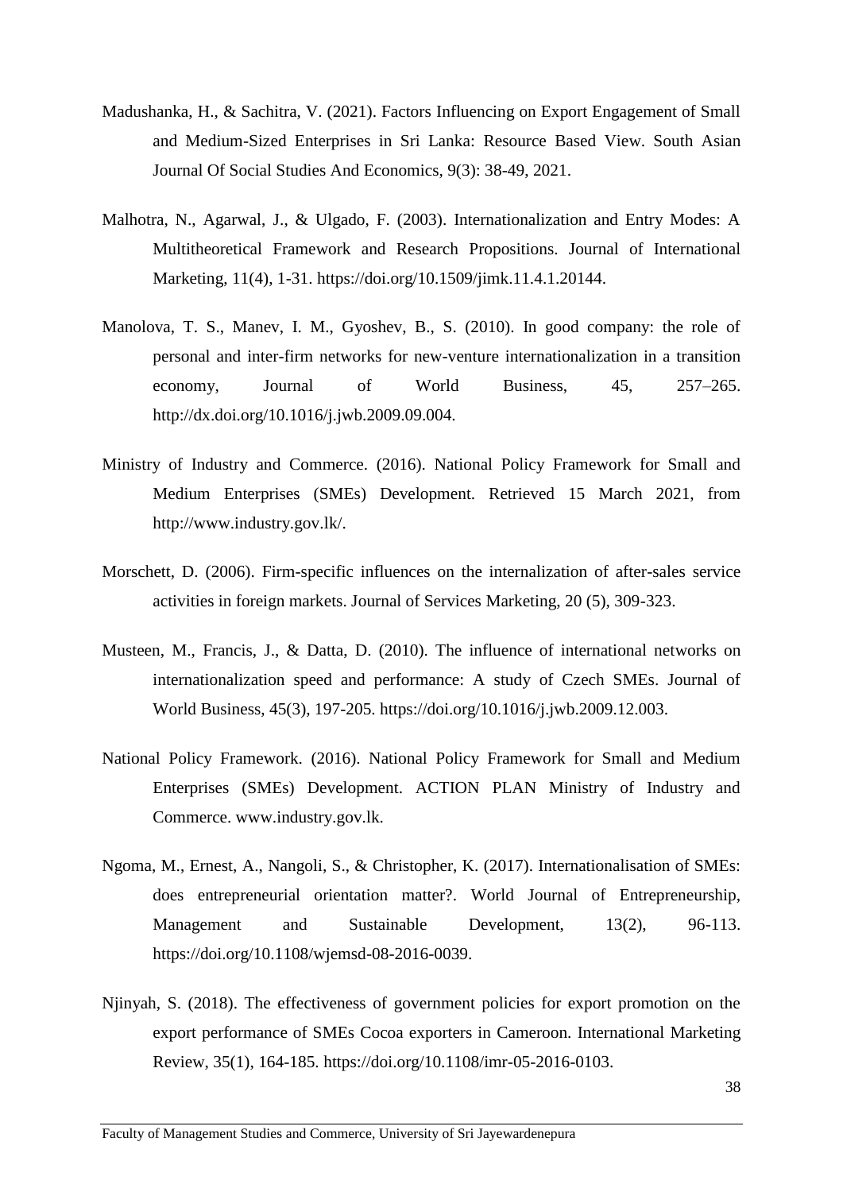Madushanka, H., & Sachitra, V. (2021). Factors Influencing on Export Engagement of Small and Medium-Sized Enterprises in Sri Lanka: Resource Based View. South Asian Journal Of Social Studies And Economics, 9(3): 38-49, 2021.

Malhotra, N., Agarwal, J., & Ulgado, F. (2003). Internationalization and Entry Modes: A Multitheoretical Framework and Research Propositions. Journal of International Marketing, 11(4), 1-31. https://doi.org/10.1509/jimk.11.4.1.20144.

Manolova, T. S., Manev, I. M., Gyoshev, B., S. (2010). In good company: the role of personal and inter-firm networks for new-venture internationalization in a transition economy, Journal of World Business, 45, 257–265. http://dx.doi.org/10.1016/j.jwb.2009.09.004.

Ministry of Industry and Commerce. (2016). National Policy Framework for Small and Medium Enterprises (SMEs) Development. Retrieved 15 March 2021, from http://www.industry.gov.lk/.

Morschett, D. (2006). Firm-specific influences on the internalization of after-sales service activities in foreign markets. Journal of Services Marketing, 20 (5), 309-323.

Musteen, M., Francis, J., & Datta, D. (2010). The influence of international networks on internationalization speed and performance: A study of Czech SMEs. Journal of World Business, 45(3), 197-205. https://doi.org/10.1016/j.jwb.2009.12.003.

National Policy Framework. (2016). National Policy Framework for Small and Medium Enterprises (SMEs) Development. ACTION PLAN Ministry of Industry and Commerce. www.industry.gov.lk.

Ngoma, M., Ernest, A., Nangoli, S., & Christopher, K. (2017). Internationalisation of SMEs: does entrepreneurial orientation matter?. World Journal of Entrepreneurship, Management and Sustainable Development, 13(2), 96-113. https://doi.org/10.1108/wjemsd-08-2016-0039.

Njinyah, S. (2018). The effectiveness of government policies for export promotion on the export performance of SMEs Cocoa exporters in Cameroon. International Marketing Review, 35(1), 164-185. https://doi.org/10.1108/imr-05-2016-0103.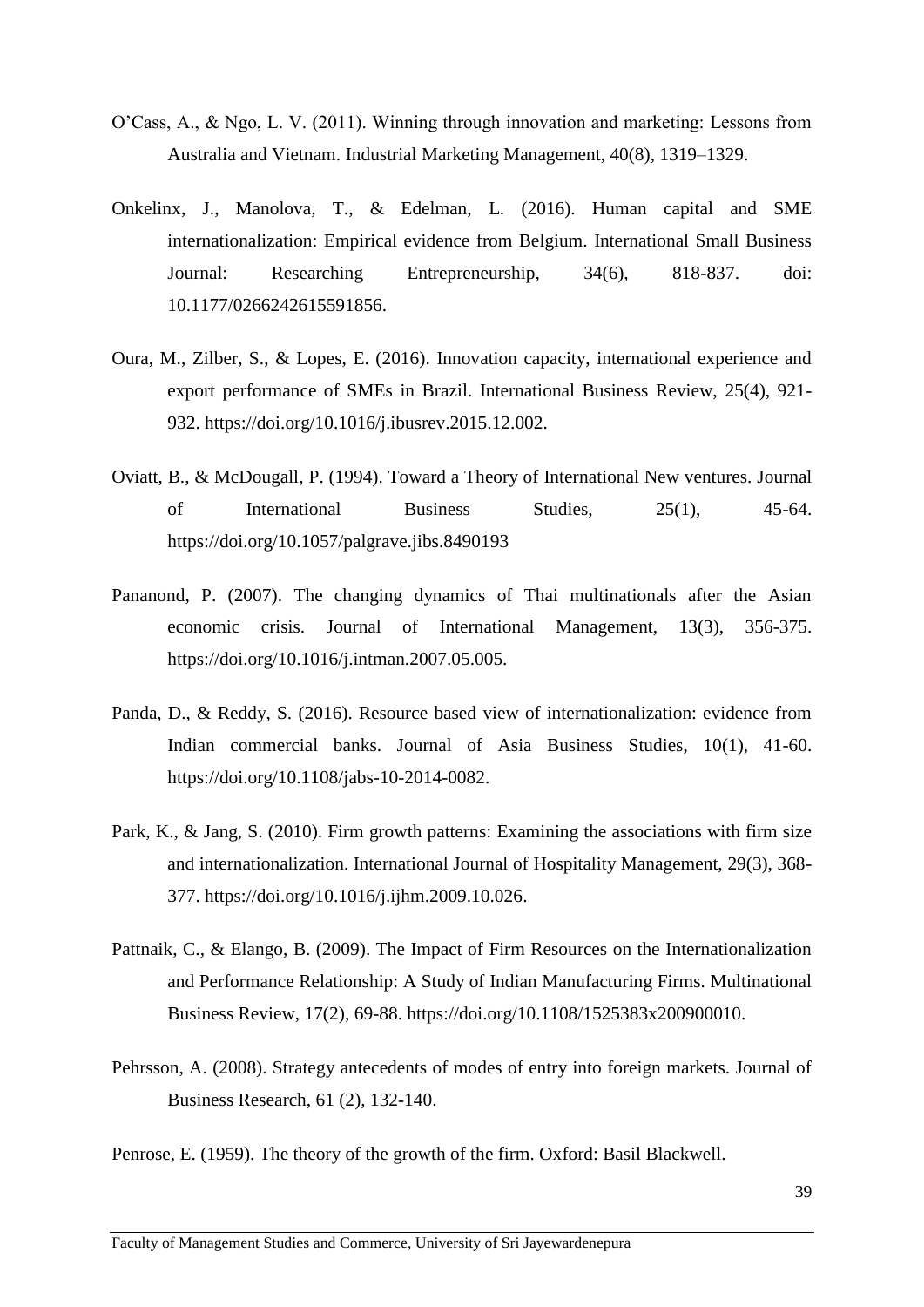O'Cass, A., & Ngo, L. V. (2011). Winning through innovation and marketing: Lessons from Australia and Vietnam. Industrial Marketing Management, 40(8), 1319–1329.

Onkelinx, J., Manolova, T., & Edelman, L. (2016). Human capital and SME internationalization: Empirical evidence from Belgium. International Small Business Journal: Researching Entrepreneurship, 34(6), 818-837. doi: 10.1177/0266242615591856.

Oura, M., Zilber, S., & Lopes, E. (2016). Innovation capacity, international experience and export performance of SMEs in Brazil. International Business Review, 25(4), 921-932. https://doi.org/10.1016/j.ibusrev.2015.12.002.

Oviatt, B., & McDougall, P. (1994). Toward a Theory of International New ventures. Journal of International Business Studies, 25(1), 45-64. https://doi.org/10.1057/palgrave.jibs.8490193

Pananond, P. (2007). The changing dynamics of Thai multinationals after the Asian economic crisis. Journal of International Management, 13(3), 356-375. https://doi.org/10.1016/j.intman.2007.05.005.

Panda, D., & Reddy, S. (2016). Resource based view of internationalization: evidence from Indian commercial banks. Journal of Asia Business Studies, 10(1), 41-60. https://doi.org/10.1108/jabs-10-2014-0082.

Park, K., & Jang, S. (2010). Firm growth patterns: Examining the associations with firm size and internationalization. International Journal of Hospitality Management, 29(3), 368-377. https://doi.org/10.1016/j.ijhm.2009.10.026.

Pattnaik, C., & Elango, B. (2009). The Impact of Firm Resources on the Internationalization and Performance Relationship: A Study of Indian Manufacturing Firms. Multinational Business Review, 17(2), 69-88. https://doi.org/10.1108/1525383x200900010.

Pehrsson, A. (2008). Strategy antecedents of modes of entry into foreign markets. Journal of Business Research, 61 (2), 132-140.

Penrose, E. (1959). The theory of the growth of the firm. Oxford: Basil Blackwell.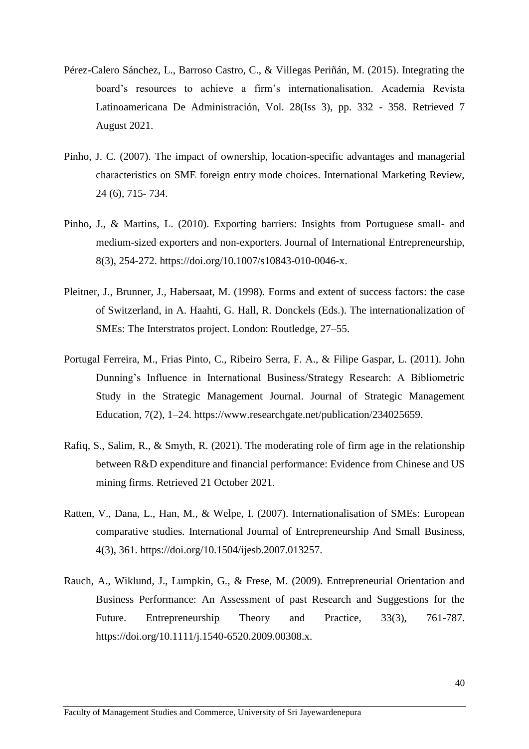Pérez-Calero Sánchez, L., Barroso Castro, C., & Villegas Periñán, M. (2015). Integrating the board's resources to achieve a firm's internationalisation. Academia Revista Latinoamericana De Administración, Vol. 28(Iss 3), pp. 332 - 358. Retrieved 7 August 2021.

Pinho, J. C. (2007). The impact of ownership, location-specific advantages and managerial characteristics on SME foreign entry mode choices. International Marketing Review, 24 (6), 715- 734.

Pinho, J., & Martins, L. (2010). Exporting barriers: Insights from Portuguese small- and medium-sized exporters and non-exporters. Journal of International Entrepreneurship, 8(3), 254-272. https://doi.org/10.1007/s10843-010-0046-x.

Pleitner, J., Brunner, J., Habersaat, M. (1998). Forms and extent of success factors: the case of Switzerland, in A. Haahti, G. Hall, R. Donckels (Eds.). The internationalization of SMEs: The Interstratos project. London: Routledge, 27–55.

Portugal Ferreira, M., Frias Pinto, C., Ribeiro Serra, F. A., & Filipe Gaspar, L. (2011). John Dunning's Influence in International Business/Strategy Research: A Bibliometric Study in the Strategic Management Journal. Journal of Strategic Management Education, 7(2), 1–24. https://www.researchgate.net/publication/234025659.

Rafiq, S., Salim, R., & Smyth, R. (2021). The moderating role of firm age in the relationship between R&D expenditure and financial performance: Evidence from Chinese and US mining firms. Retrieved 21 October 2021.

Ratten, V., Dana, L., Han, M., & Welpe, I. (2007). Internationalisation of SMEs: European comparative studies. International Journal of Entrepreneurship And Small Business, 4(3), 361. https://doi.org/10.1504/ijesb.2007.013257.

Rauch, A., Wiklund, J., Lumpkin, G., & Frese, M. (2009). Entrepreneurial Orientation and Business Performance: An Assessment of past Research and Suggestions for the Future. Entrepreneurship Theory and Practice, 33(3), 761-787. https://doi.org/10.1111/j.1540-6520.2009.00308.x.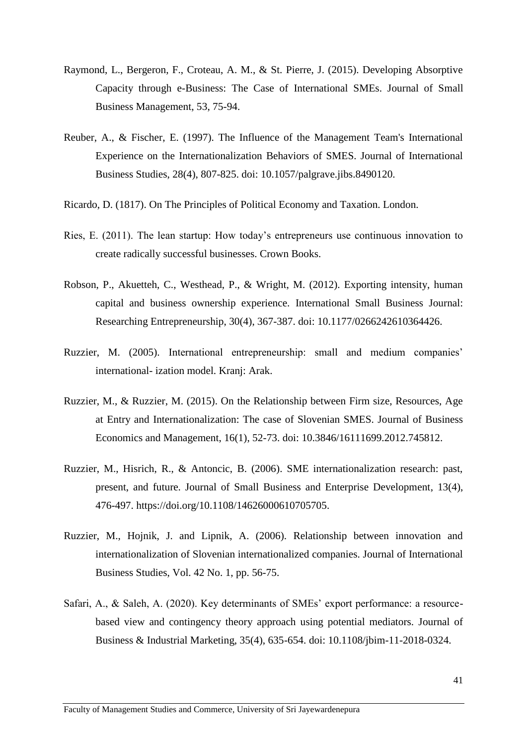Raymond, L., Bergeron, F., Croteau, A. M., & St. Pierre, J. (2015). Developing Absorptive Capacity through e-Business: The Case of International SMEs. Journal of Small Business Management, 53, 75-94.

Reuber, A., & Fischer, E. (1997). The Influence of the Management Team's International Experience on the Internationalization Behaviors of SMES. Journal of International Business Studies, 28(4), 807-825. doi: 10.1057/palgrave.jibs.8490120.

Ricardo, D. (1817). On The Principles of Political Economy and Taxation. London.

Ries, E. (2011). The lean startup: How today's entrepreneurs use continuous innovation to create radically successful businesses. Crown Books.

Robson, P., Akuetteh, C., Westhead, P., & Wright, M. (2012). Exporting intensity, human capital and business ownership experience. International Small Business Journal: Researching Entrepreneurship, 30(4), 367-387. doi: 10.1177/0266242610364426.

Ruzzier, M. (2005). International entrepreneurship: small and medium companies' international- ization model. Kranj: Arak.

Ruzzier, M., & Ruzzier, M. (2015). On the Relationship between Firm size, Resources, Age at Entry and Internationalization: The case of Slovenian SMES. Journal of Business Economics and Management, 16(1), 52-73. doi: 10.3846/16111699.2012.745812.

Ruzzier, M., Hisrich, R., & Antoncic, B. (2006). SME internationalization research: past, present, and future. Journal of Small Business and Enterprise Development, 13(4), 476-497. https://doi.org/10.1108/14626000610705705.

Ruzzier, M., Hojnik, J. and Lipnik, A. (2006). Relationship between innovation and internationalization of Slovenian internationalized companies. Journal of International Business Studies, Vol. 42 No. 1, pp. 56-75.

Safari, A., & Saleh, A. (2020). Key determinants of SMEs' export performance: a resource-based view and contingency theory approach using potential mediators. Journal of Business & Industrial Marketing, 35(4), 635-654. doi: 10.1108/jbim-11-2018-0324.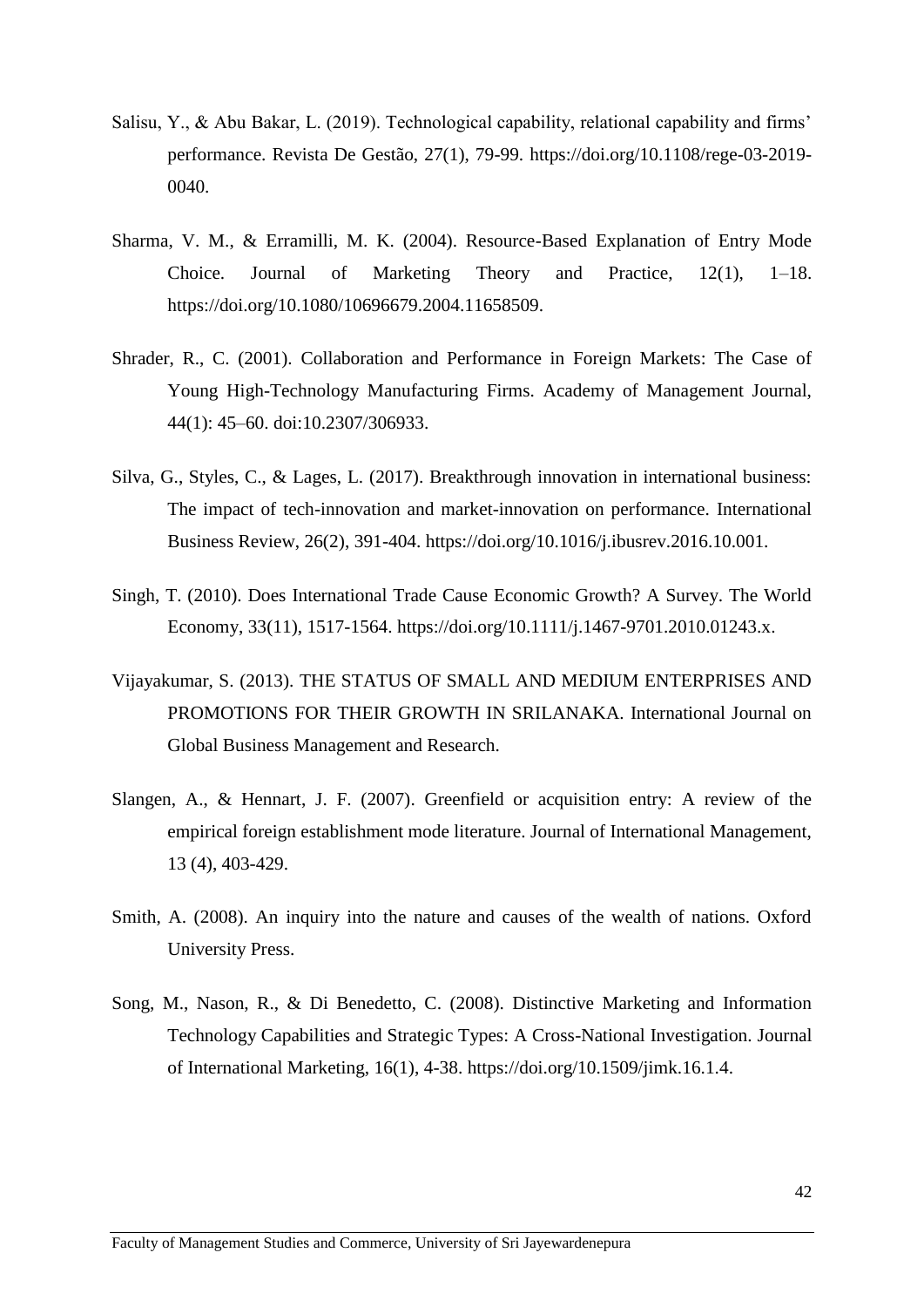Salisu, Y., & Abu Bakar, L. (2019). Technological capability, relational capability and firms' performance. Revista De Gestão, 27(1), 79-99. https://doi.org/10.1108/rege-03-2019-0040.

Sharma, V. M., & Erramilli, M. K. (2004). Resource-Based Explanation of Entry Mode Choice. Journal of Marketing Theory and Practice, 12(1), 1–18. https://doi.org/10.1080/10696679.2004.11658509.

Shrader, R., C. (2001). Collaboration and Performance in Foreign Markets: The Case of Young High-Technology Manufacturing Firms. Academy of Management Journal, 44(1): 45–60. doi:10.2307/306933.

Silva, G., Styles, C., & Lages, L. (2017). Breakthrough innovation in international business: The impact of tech-innovation and market-innovation on performance. International Business Review, 26(2), 391-404. https://doi.org/10.1016/j.ibusrev.2016.10.001.

Singh, T. (2010). Does International Trade Cause Economic Growth? A Survey. The World Economy, 33(11), 1517-1564. https://doi.org/10.1111/j.1467-9701.2010.01243.x.

Vijayakumar, S. (2013). THE STATUS OF SMALL AND MEDIUM ENTERPRISES AND PROMOTIONS FOR THEIR GROWTH IN SRILANAKA. International Journal on Global Business Management and Research.

Slangen, A., & Hennart, J. F. (2007). Greenfield or acquisition entry: A review of the empirical foreign establishment mode literature. Journal of International Management, 13 (4), 403-429.

Smith, A. (2008). An inquiry into the nature and causes of the wealth of nations. Oxford University Press.

Song, M., Nason, R., & Di Benedetto, C. (2008). Distinctive Marketing and Information Technology Capabilities and Strategic Types: A Cross-National Investigation. Journal of International Marketing, 16(1), 4-38. https://doi.org/10.1509/jimk.16.1.4.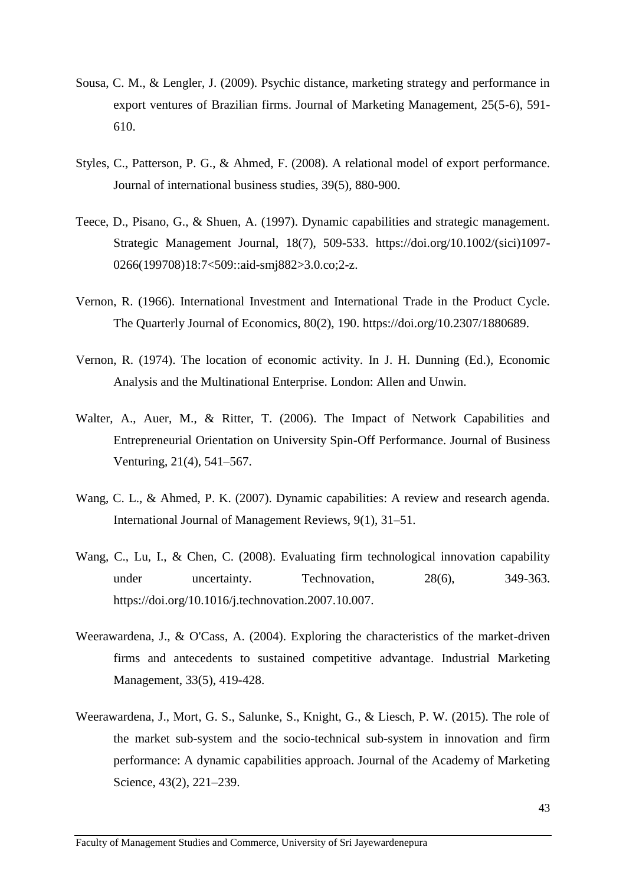Sousa, C. M., & Lengler, J. (2009). Psychic distance, marketing strategy and performance in export ventures of Brazilian firms. Journal of Marketing Management, 25(5-6), 591-610.

Styles, C., Patterson, P. G., & Ahmed, F. (2008). A relational model of export performance. Journal of international business studies, 39(5), 880-900.

Teece, D., Pisano, G., & Shuen, A. (1997). Dynamic capabilities and strategic management. Strategic Management Journal, 18(7), 509-533. https://doi.org/10.1002/(sici)1097-0266(199708)18:7<509::aid-smj882>3.0.co;2-z.

Vernon, R. (1966). International Investment and International Trade in the Product Cycle. The Quarterly Journal of Economics, 80(2), 190. https://doi.org/10.2307/1880689.

Vernon, R. (1974). The location of economic activity. In J. H. Dunning (Ed.), Economic Analysis and the Multinational Enterprise. London: Allen and Unwin.

Walter, A., Auer, M., & Ritter, T. (2006). The Impact of Network Capabilities and Entrepreneurial Orientation on University Spin-Off Performance. Journal of Business Venturing, 21(4), 541–567.

Wang, C. L., & Ahmed, P. K. (2007). Dynamic capabilities: A review and research agenda. International Journal of Management Reviews, 9(1), 31–51.

Wang, C., Lu, I., & Chen, C. (2008). Evaluating firm technological innovation capability under uncertainty. Technovation, 28(6), 349-363. https://doi.org/10.1016/j.technovation.2007.10.007.

Weerawardena, J., & O'Cass, A. (2004). Exploring the characteristics of the market-driven firms and antecedents to sustained competitive advantage. Industrial Marketing Management, 33(5), 419-428.

Weerawardena, J., Mort, G. S., Salunke, S., Knight, G., & Liesch, P. W. (2015). The role of the market sub-system and the socio-technical sub-system in innovation and firm performance: A dynamic capabilities approach. Journal of the Academy of Marketing Science, 43(2), 221–239.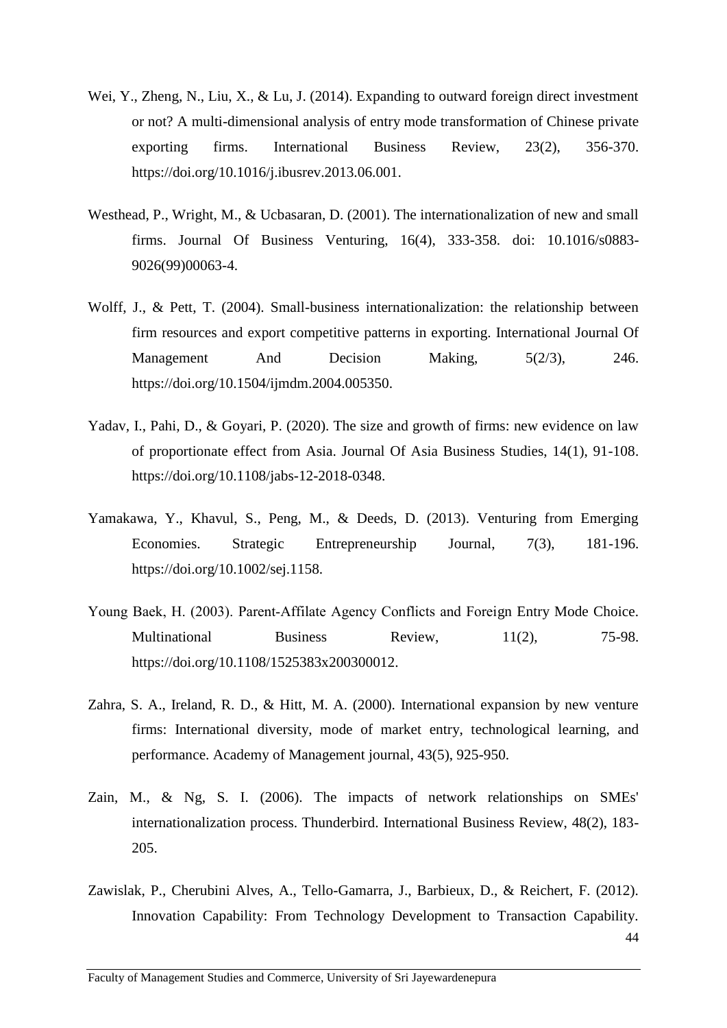Wei, Y., Zheng, N., Liu, X., & Lu, J. (2014). Expanding to outward foreign direct investment or not? A multi-dimensional analysis of entry mode transformation of Chinese private exporting firms. International Business Review, 23(2), 356-370. https://doi.org/10.1016/j.ibusrev.2013.06.001.

Westhead, P., Wright, M., & Ucbasaran, D. (2001). The internationalization of new and small firms. Journal Of Business Venturing, 16(4), 333-358. doi: 10.1016/s0883-9026(99)00063-4.

Wolff, J., & Pett, T. (2004). Small-business internationalization: the relationship between firm resources and export competitive patterns in exporting. International Journal Of Management And Decision Making, 5(2/3), 246. https://doi.org/10.1504/ijmdm.2004.005350.

Yadav, I., Pahi, D., & Goyari, P. (2020). The size and growth of firms: new evidence on law of proportionate effect from Asia. Journal Of Asia Business Studies, 14(1), 91-108. https://doi.org/10.1108/jabs-12-2018-0348.

Yamakawa, Y., Khavul, S., Peng, M., & Deeds, D. (2013). Venturing from Emerging Economies. Strategic Entrepreneurship Journal, 7(3), 181-196. https://doi.org/10.1002/sej.1158.

Young Baek, H. (2003). Parent-Affilate Agency Conflicts and Foreign Entry Mode Choice. Multinational Business Review, 11(2), 75-98. https://doi.org/10.1108/1525383x200300012.

Zahra, S. A., Ireland, R. D., & Hitt, M. A. (2000). International expansion by new venture firms: International diversity, mode of market entry, technological learning, and performance. Academy of Management journal, 43(5), 925-950.

Zain, M., & Ng, S. I. (2006). The impacts of network relationships on SMEs' internationalization process. Thunderbird. International Business Review, 48(2), 183-205.

Zawislak, P., Cherubini Alves, A., Tello-Gamarra, J., Barbieux, D., & Reichert, F. (2012). Innovation Capability: From Technology Development to Transaction Capability.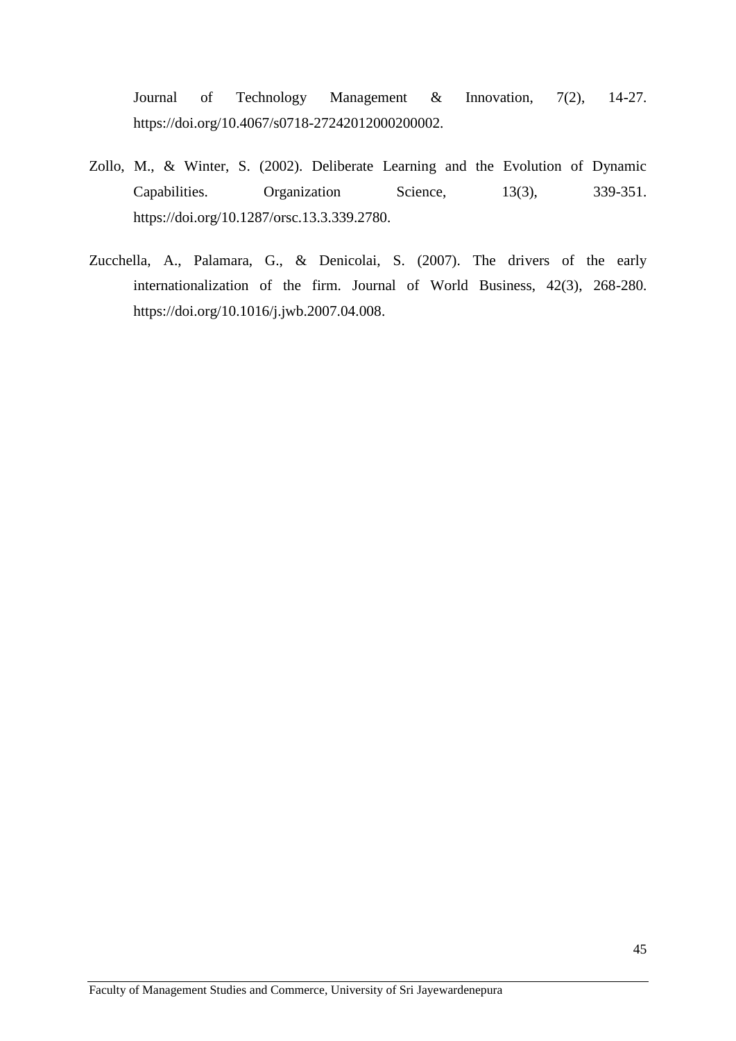Journal of Technology Management & Innovation, 7(2), 14-27. https://doi.org/10.4067/s0718-27242012000200002.

Zollo, M., & Winter, S. (2002). Deliberate Learning and the Evolution of Dynamic Capabilities. Organization Science, 13(3), 339-351. https://doi.org/10.1287/orsc.13.3.339.2780.

Zucchella, A., Palamara, G., & Denicolai, S. (2007). The drivers of the early internationalization of the firm. Journal of World Business, 42(3), 268-280. https://doi.org/10.1016/j.jwb.2007.04.008.